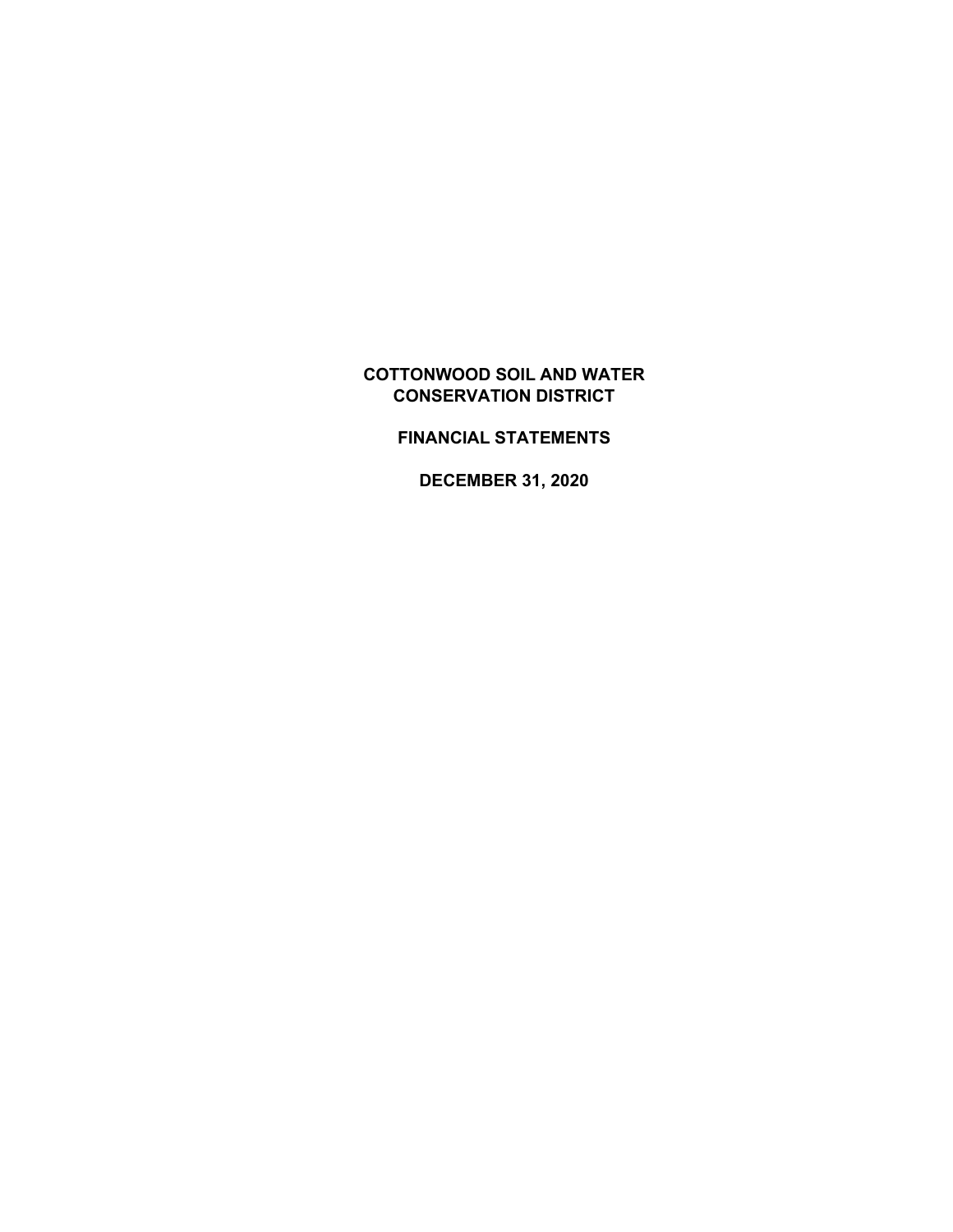# COTTONWOOD SOIL AND WATER CONSERVATION DISTRICT

## FINANCIAL STATEMENTS

## DECEMBER 31, 2020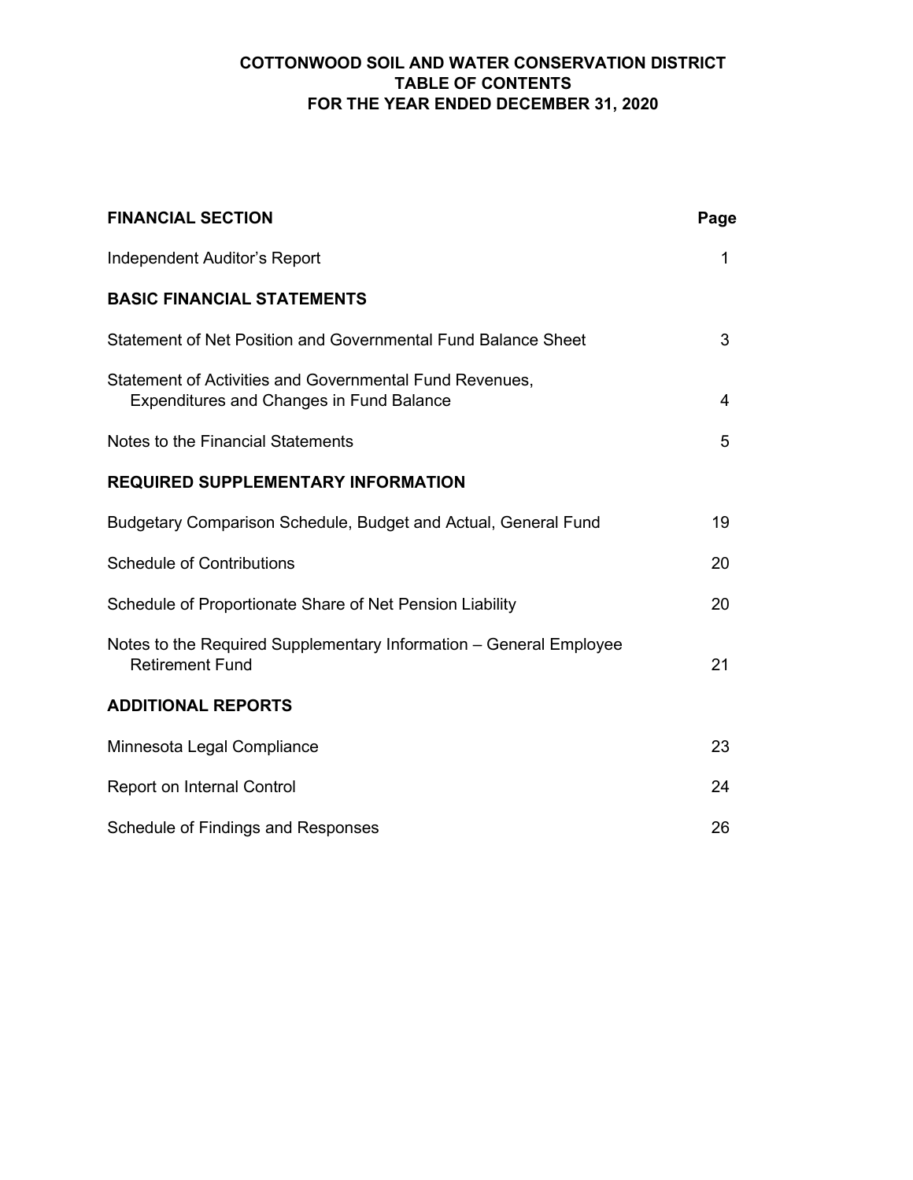# COTTONWOOD SOIL AND WATER CONSERVATION DISTRICT
## TABLE OF CONTENTS
### FOR THE YEAR ENDED DECEMBER 31, 2020

| **FINANCIAL SECTION** | **Page** |
|---|---|
| Independent Auditor's Report | 1 |
| **BASIC FINANCIAL STATEMENTS** | |
| Statement of Net Position and Governmental Fund Balance Sheet | 3 |
| Statement of Activities and Governmental Fund Revenues, Expenditures and Changes in Fund Balance | 4 |
| Notes to the Financial Statements | 5 |
| **REQUIRED SUPPLEMENTARY INFORMATION** | |
| Budgetary Comparison Schedule, Budget and Actual, General Fund | 19 |
| Schedule of Contributions | 20 |
| Schedule of Proportionate Share of Net Pension Liability | 20 |
| Notes to the Required Supplementary Information – General Employee Retirement Fund | 21 |
| **ADDITIONAL REPORTS** | |
| Minnesota Legal Compliance | 23 |
| Report on Internal Control | 24 |
| Schedule of Findings and Responses | 26 |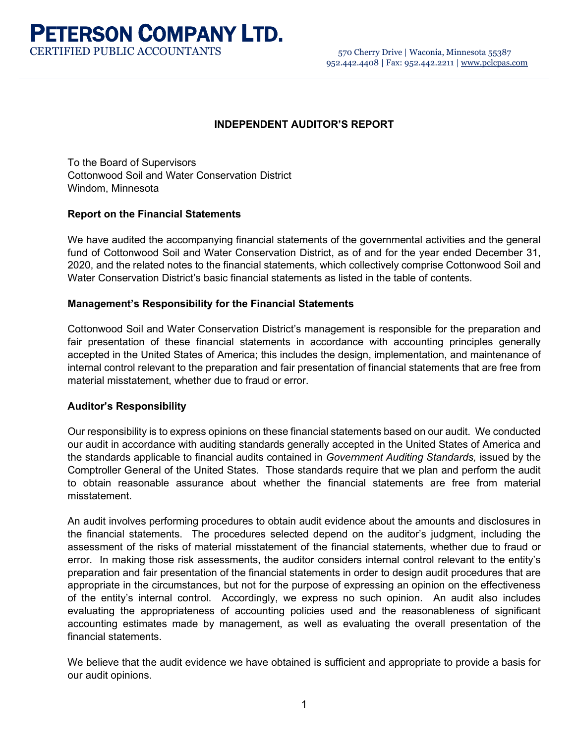# PETERSON COMPANY LTD.

CERTIFIED PUBLIC ACCOUNTANTS

570 Cherry Drive | Waconia, Minnesota 55387
952.442.4408 | Fax: 952.442.2211 | www.pclcpas.com

## INDEPENDENT AUDITOR'S REPORT

To the Board of Supervisors
Cottonwood Soil and Water Conservation District
Windom, Minnesota

### Report on the Financial Statements

We have audited the accompanying financial statements of the governmental activities and the general fund of Cottonwood Soil and Water Conservation District, as of and for the year ended December 31, 2020, and the related notes to the financial statements, which collectively comprise Cottonwood Soil and Water Conservation District's basic financial statements as listed in the table of contents.

### Management's Responsibility for the Financial Statements

Cottonwood Soil and Water Conservation District's management is responsible for the preparation and fair presentation of these financial statements in accordance with accounting principles generally accepted in the United States of America; this includes the design, implementation, and maintenance of internal control relevant to the preparation and fair presentation of financial statements that are free from material misstatement, whether due to fraud or error.

### Auditor's Responsibility

Our responsibility is to express opinions on these financial statements based on our audit. We conducted our audit in accordance with auditing standards generally accepted in the United States of America and the standards applicable to financial audits contained in *Government Auditing Standards,* issued by the Comptroller General of the United States. Those standards require that we plan and perform the audit to obtain reasonable assurance about whether the financial statements are free from material misstatement.

An audit involves performing procedures to obtain audit evidence about the amounts and disclosures in the financial statements. The procedures selected depend on the auditor's judgment, including the assessment of the risks of material misstatement of the financial statements, whether due to fraud or error. In making those risk assessments, the auditor considers internal control relevant to the entity's preparation and fair presentation of the financial statements in order to design audit procedures that are appropriate in the circumstances, but not for the purpose of expressing an opinion on the effectiveness of the entity's internal control. Accordingly, we express no such opinion. An audit also includes evaluating the appropriateness of accounting policies used and the reasonableness of significant accounting estimates made by management, as well as evaluating the overall presentation of the financial statements.

We believe that the audit evidence we have obtained is sufficient and appropriate to provide a basis for our audit opinions.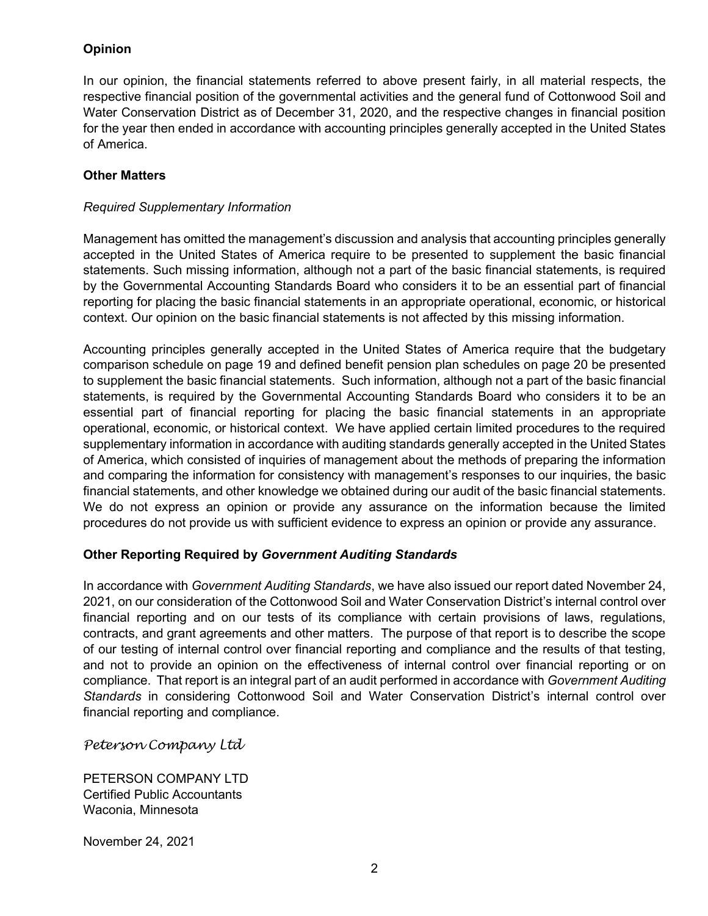### Opinion

In our opinion, the financial statements referred to above present fairly, in all material respects, the respective financial position of the governmental activities and the general fund of Cottonwood Soil and Water Conservation District as of December 31, 2020, and the respective changes in financial position for the year then ended in accordance with accounting principles generally accepted in the United States of America.

### Other Matters

*Required Supplementary Information*

Management has omitted the management's discussion and analysis that accounting principles generally accepted in the United States of America require to be presented to supplement the basic financial statements. Such missing information, although not a part of the basic financial statements, is required by the Governmental Accounting Standards Board who considers it to be an essential part of financial reporting for placing the basic financial statements in an appropriate operational, economic, or historical context. Our opinion on the basic financial statements is not affected by this missing information.

Accounting principles generally accepted in the United States of America require that the budgetary comparison schedule on page 19 and defined benefit pension plan schedules on page 20 be presented to supplement the basic financial statements. Such information, although not a part of the basic financial statements, is required by the Governmental Accounting Standards Board who considers it to be an essential part of financial reporting for placing the basic financial statements in an appropriate operational, economic, or historical context. We have applied certain limited procedures to the required supplementary information in accordance with auditing standards generally accepted in the United States of America, which consisted of inquiries of management about the methods of preparing the information and comparing the information for consistency with management's responses to our inquiries, the basic financial statements, and other knowledge we obtained during our audit of the basic financial statements. We do not express an opinion or provide any assurance on the information because the limited procedures do not provide us with sufficient evidence to express an opinion or provide any assurance.

### Other Reporting Required by *Government Auditing Standards*

In accordance with *Government Auditing Standards*, we have also issued our report dated November 24, 2021, on our consideration of the Cottonwood Soil and Water Conservation District's internal control over financial reporting and on our tests of its compliance with certain provisions of laws, regulations, contracts, and grant agreements and other matters. The purpose of that report is to describe the scope of our testing of internal control over financial reporting and compliance and the results of that testing, and not to provide an opinion on the effectiveness of internal control over financial reporting or on compliance. That report is an integral part of an audit performed in accordance with *Government Auditing Standards* in considering Cottonwood Soil and Water Conservation District's internal control over financial reporting and compliance.

*Peterson Company Ltd*

PETERSON COMPANY LTD
Certified Public Accountants
Waconia, Minnesota

November 24, 2021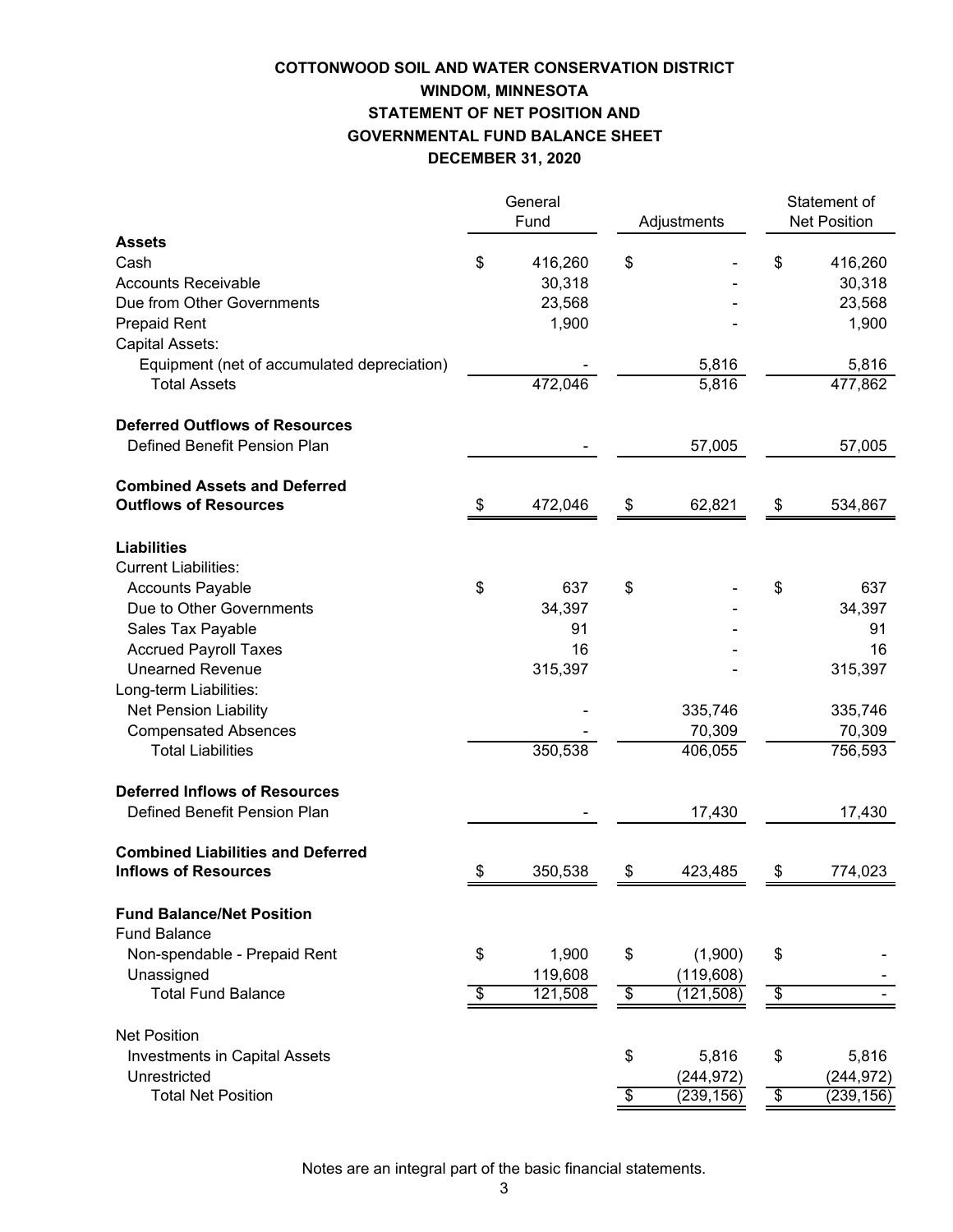# COTTONWOOD SOIL AND WATER CONSERVATION DISTRICT
## WINDOM, MINNESOTA
## STATEMENT OF NET POSITION AND
## GOVERNMENTAL FUND BALANCE SHEET
## DECEMBER 31, 2020

| | General Fund | Adjustments | Statement of Net Position |
|---|---|---|---|
| **Assets** | | | |
| Cash | $ 416,260 | $ - | $ 416,260 |
| Accounts Receivable | 30,318 | - | 30,318 |
| Due from Other Governments | 23,568 | - | 23,568 |
| Prepaid Rent | 1,900 | - | 1,900 |
| Capital Assets: | | | |
| Equipment (net of accumulated depreciation) | - | 5,816 | 5,816 |
| Total Assets | 472,046 | 5,816 | 477,862 |
| **Deferred Outflows of Resources** | | | |
| Defined Benefit Pension Plan | - | 57,005 | 57,005 |
| **Combined Assets and Deferred Outflows of Resources** | $ 472,046 | $ 62,821 | $ 534,867 |
| **Liabilities** | | | |
| Current Liabilities: | | | |
| Accounts Payable | $ 637 | $ - | $ 637 |
| Due to Other Governments | 34,397 | - | 34,397 |
| Sales Tax Payable | 91 | - | 91 |
| Accrued Payroll Taxes | 16 | - | 16 |
| Unearned Revenue | 315,397 | - | 315,397 |
| Long-term Liabilities: | | | |
| Net Pension Liability | - | 335,746 | 335,746 |
| Compensated Absences | - | 70,309 | 70,309 |
| Total Liabilities | 350,538 | 406,055 | 756,593 |
| **Deferred Inflows of Resources** | | | |
| Defined Benefit Pension Plan | - | 17,430 | 17,430 |
| **Combined Liabilities and Deferred Inflows of Resources** | $ 350,538 | $ 423,485 | $ 774,023 |
| **Fund Balance/Net Position** | | | |
| Fund Balance | | | |
| Non-spendable - Prepaid Rent | $ 1,900 | $ (1,900) | $ - |
| Unassigned | 119,608 | (119,608) | - |
| Total Fund Balance | $ 121,508 | $ (121,508) | $ - |
| Net Position | | | |
| Investments in Capital Assets | | $ 5,816 | $ 5,816 |
| Unrestricted | | (244,972) | (244,972) |
| Total Net Position | | $ (239,156) | $ (239,156) |

Notes are an integral part of the basic financial statements.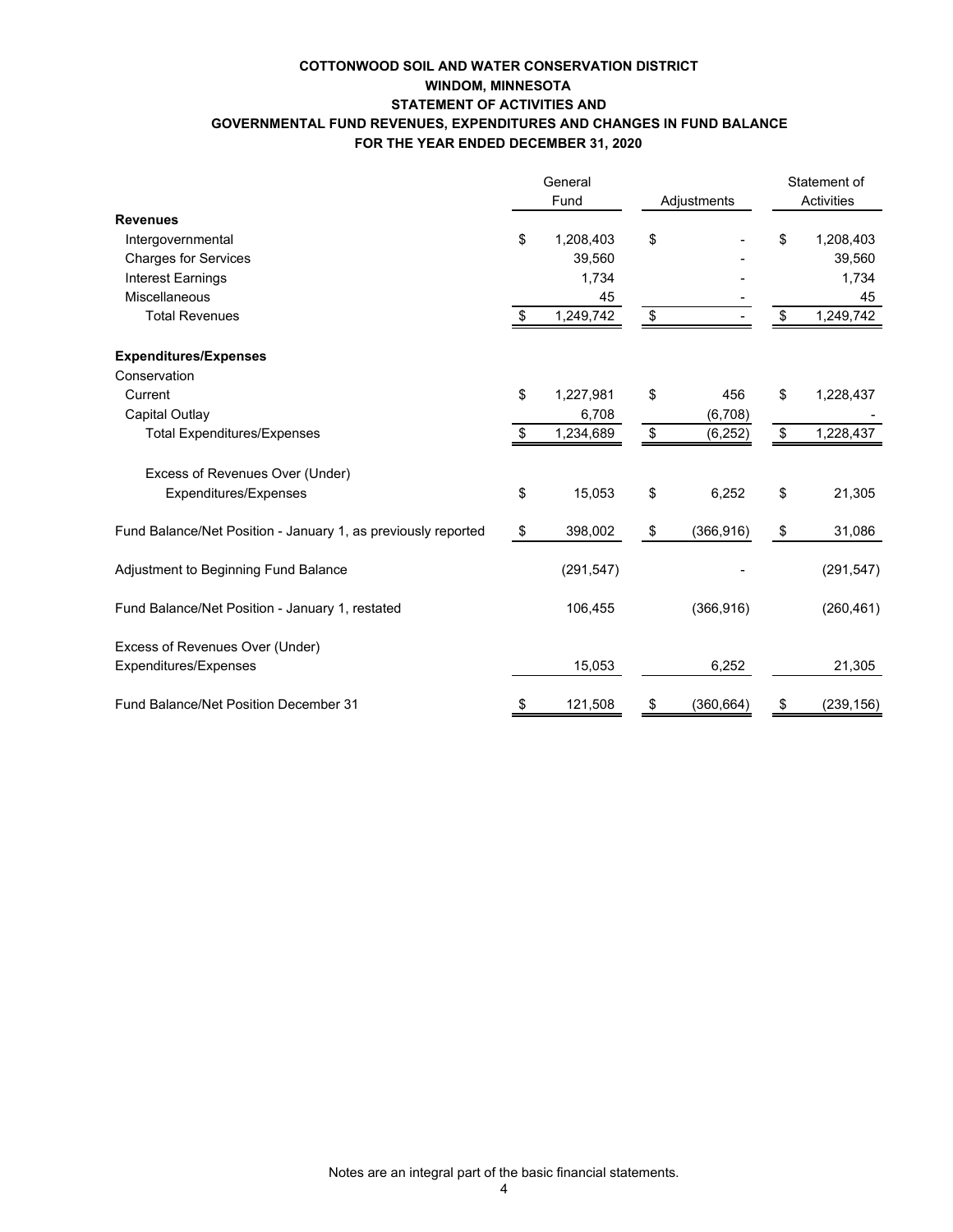**COTTONWOOD SOIL AND WATER CONSERVATION DISTRICT**
**WINDOM, MINNESOTA**
**STATEMENT OF ACTIVITIES AND**
**GOVERNMENTAL FUND REVENUES, EXPENDITURES AND CHANGES IN FUND BALANCE**
**FOR THE YEAR ENDED DECEMBER 31, 2020**

| | General Fund | Adjustments | Statement of Activities |
|---|---|---|---|
| **Revenues** | | | |
| Intergovernmental | $ 1,208,403 | $ - | $ 1,208,403 |
| Charges for Services | 39,560 | - | 39,560 |
| Interest Earnings | 1,734 | - | 1,734 |
| Miscellaneous | 45 | - | 45 |
| Total Revenues | $ 1,249,742 | $ - | $ 1,249,742 |
| **Expenditures/Expenses** | | | |
| Conservation | | | |
| Current | $ 1,227,981 | $ 456 | $ 1,228,437 |
| Capital Outlay | 6,708 | (6,708) | - |
| Total Expenditures/Expenses | $ 1,234,689 | $ (6,252) | $ 1,228,437 |
| Excess of Revenues Over (Under) Expenditures/Expenses | $ 15,053 | $ 6,252 | $ 21,305 |
| Fund Balance/Net Position - January 1, as previously reported | $ 398,002 | $ (366,916) | $ 31,086 |
| Adjustment to Beginning Fund Balance | (291,547) | - | (291,547) |
| Fund Balance/Net Position - January 1, restated | 106,455 | (366,916) | (260,461) |
| Excess of Revenues Over (Under) Expenditures/Expenses | 15,053 | 6,252 | 21,305 |
| Fund Balance/Net Position December 31 | $ 121,508 | $ (360,664) | $ (239,156) |

Notes are an integral part of the basic financial statements.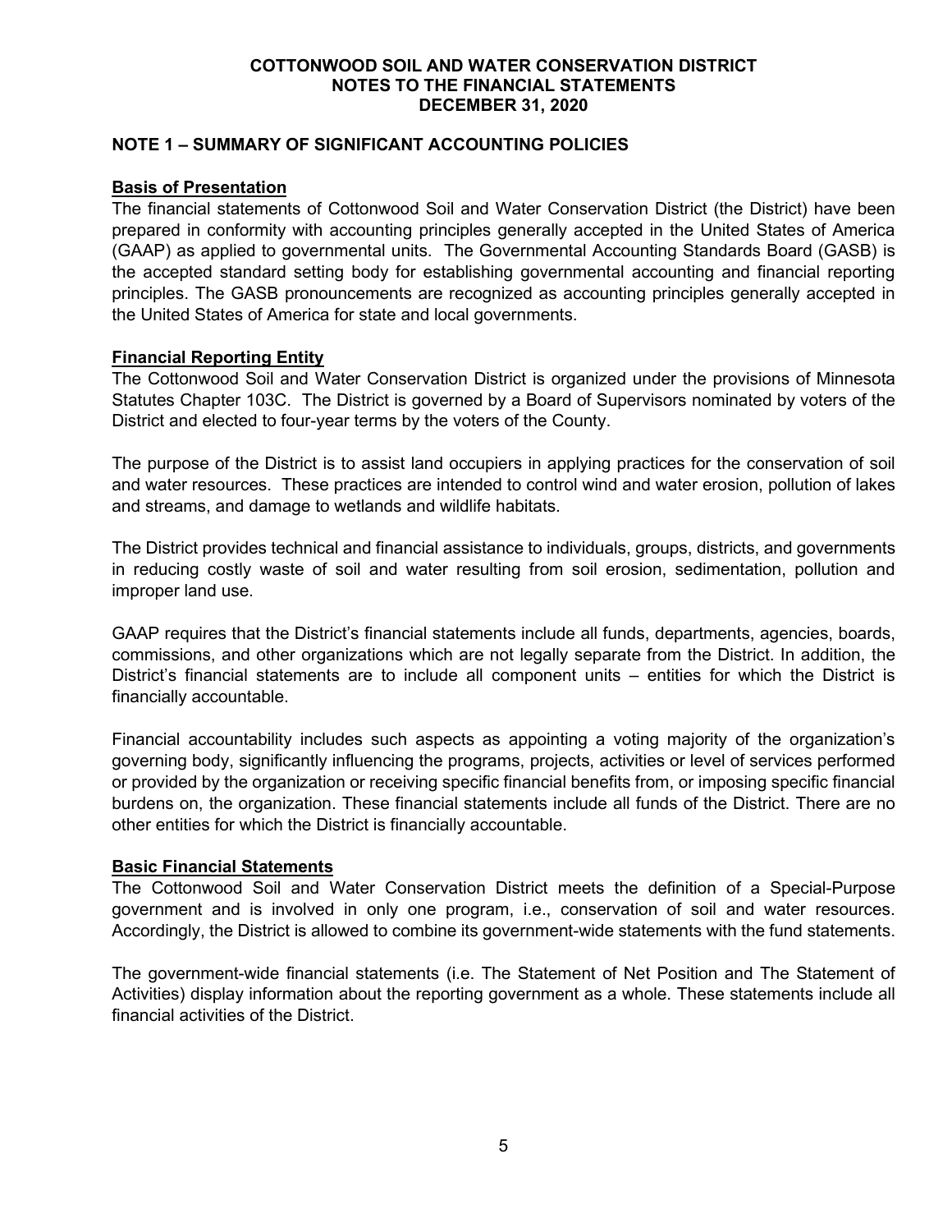# COTTONWOOD SOIL AND WATER CONSERVATION DISTRICT
## NOTES TO THE FINANCIAL STATEMENTS
## DECEMBER 31, 2020

## NOTE 1 – SUMMARY OF SIGNIFICANT ACCOUNTING POLICIES

### Basis of Presentation

The financial statements of Cottonwood Soil and Water Conservation District (the District) have been prepared in conformity with accounting principles generally accepted in the United States of America (GAAP) as applied to governmental units. The Governmental Accounting Standards Board (GASB) is the accepted standard setting body for establishing governmental accounting and financial reporting principles. The GASB pronouncements are recognized as accounting principles generally accepted in the United States of America for state and local governments.

### Financial Reporting Entity

The Cottonwood Soil and Water Conservation District is organized under the provisions of Minnesota Statutes Chapter 103C. The District is governed by a Board of Supervisors nominated by voters of the District and elected to four-year terms by the voters of the County.

The purpose of the District is to assist land occupiers in applying practices for the conservation of soil and water resources. These practices are intended to control wind and water erosion, pollution of lakes and streams, and damage to wetlands and wildlife habitats.

The District provides technical and financial assistance to individuals, groups, districts, and governments in reducing costly waste of soil and water resulting from soil erosion, sedimentation, pollution and improper land use.

GAAP requires that the District's financial statements include all funds, departments, agencies, boards, commissions, and other organizations which are not legally separate from the District. In addition, the District's financial statements are to include all component units – entities for which the District is financially accountable.

Financial accountability includes such aspects as appointing a voting majority of the organization's governing body, significantly influencing the programs, projects, activities or level of services performed or provided by the organization or receiving specific financial benefits from, or imposing specific financial burdens on, the organization. These financial statements include all funds of the District. There are no other entities for which the District is financially accountable.

### Basic Financial Statements

The Cottonwood Soil and Water Conservation District meets the definition of a Special-Purpose government and is involved in only one program, i.e., conservation of soil and water resources. Accordingly, the District is allowed to combine its government-wide statements with the fund statements.

The government-wide financial statements (i.e. The Statement of Net Position and The Statement of Activities) display information about the reporting government as a whole. These statements include all financial activities of the District.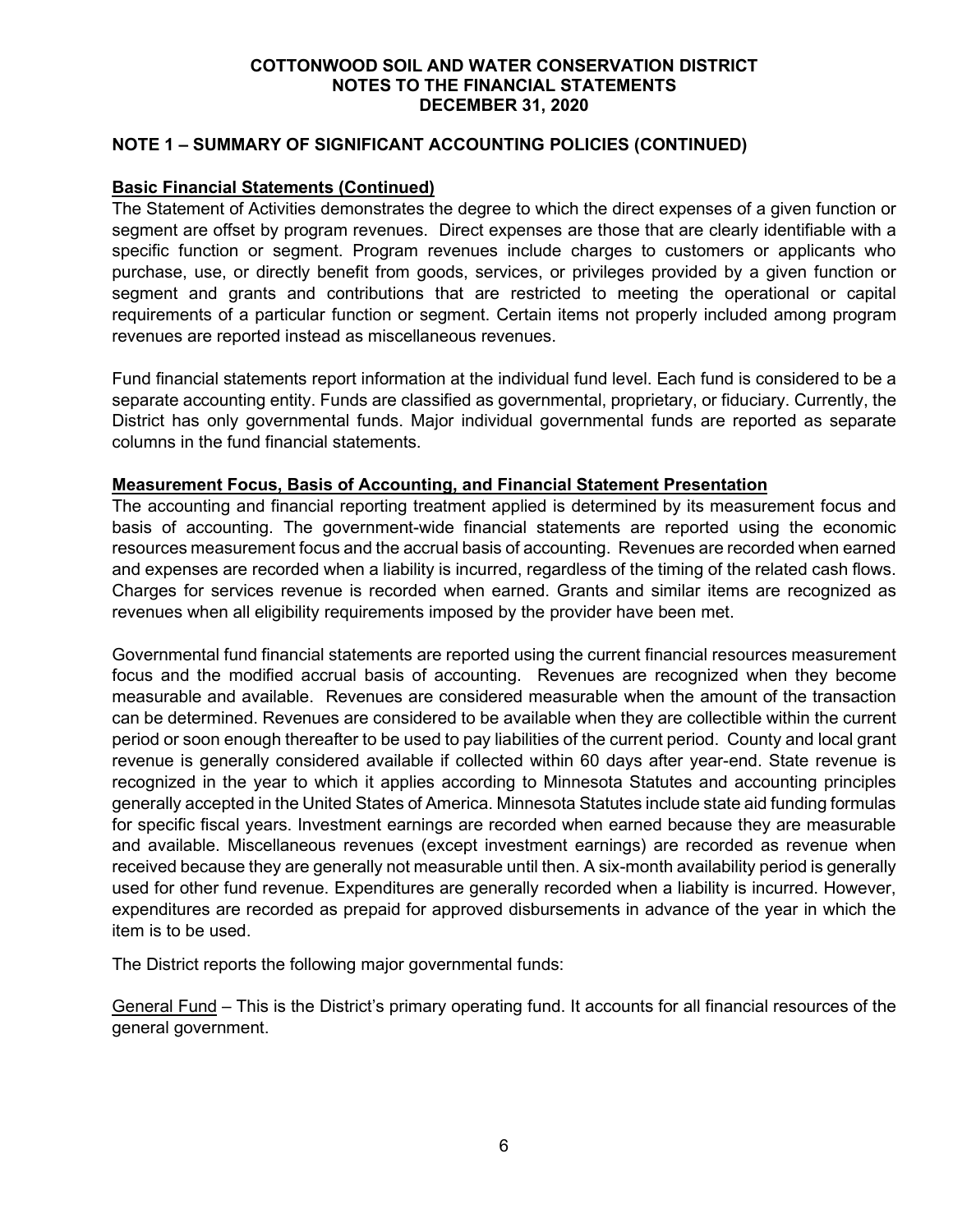## NOTE 1 – SUMMARY OF SIGNIFICANT ACCOUNTING POLICIES (CONTINUED)

### Basic Financial Statements (Continued)

The Statement of Activities demonstrates the degree to which the direct expenses of a given function or segment are offset by program revenues. Direct expenses are those that are clearly identifiable with a specific function or segment. Program revenues include charges to customers or applicants who purchase, use, or directly benefit from goods, services, or privileges provided by a given function or segment and grants and contributions that are restricted to meeting the operational or capital requirements of a particular function or segment. Certain items not properly included among program revenues are reported instead as miscellaneous revenues.

Fund financial statements report information at the individual fund level. Each fund is considered to be a separate accounting entity. Funds are classified as governmental, proprietary, or fiduciary. Currently, the District has only governmental funds. Major individual governmental funds are reported as separate columns in the fund financial statements.

### Measurement Focus, Basis of Accounting, and Financial Statement Presentation

The accounting and financial reporting treatment applied is determined by its measurement focus and basis of accounting. The government-wide financial statements are reported using the economic resources measurement focus and the accrual basis of accounting. Revenues are recorded when earned and expenses are recorded when a liability is incurred, regardless of the timing of the related cash flows. Charges for services revenue is recorded when earned. Grants and similar items are recognized as revenues when all eligibility requirements imposed by the provider have been met.

Governmental fund financial statements are reported using the current financial resources measurement focus and the modified accrual basis of accounting. Revenues are recognized when they become measurable and available. Revenues are considered measurable when the amount of the transaction can be determined. Revenues are considered to be available when they are collectible within the current period or soon enough thereafter to be used to pay liabilities of the current period. County and local grant revenue is generally considered available if collected within 60 days after year-end. State revenue is recognized in the year to which it applies according to Minnesota Statutes and accounting principles generally accepted in the United States of America. Minnesota Statutes include state aid funding formulas for specific fiscal years. Investment earnings are recorded when earned because they are measurable and available. Miscellaneous revenues (except investment earnings) are recorded as revenue when received because they are generally not measurable until then. A six-month availability period is generally used for other fund revenue. Expenditures are generally recorded when a liability is incurred. However, expenditures are recorded as prepaid for approved disbursements in advance of the year in which the item is to be used.

The District reports the following major governmental funds:

General Fund – This is the District's primary operating fund. It accounts for all financial resources of the general government.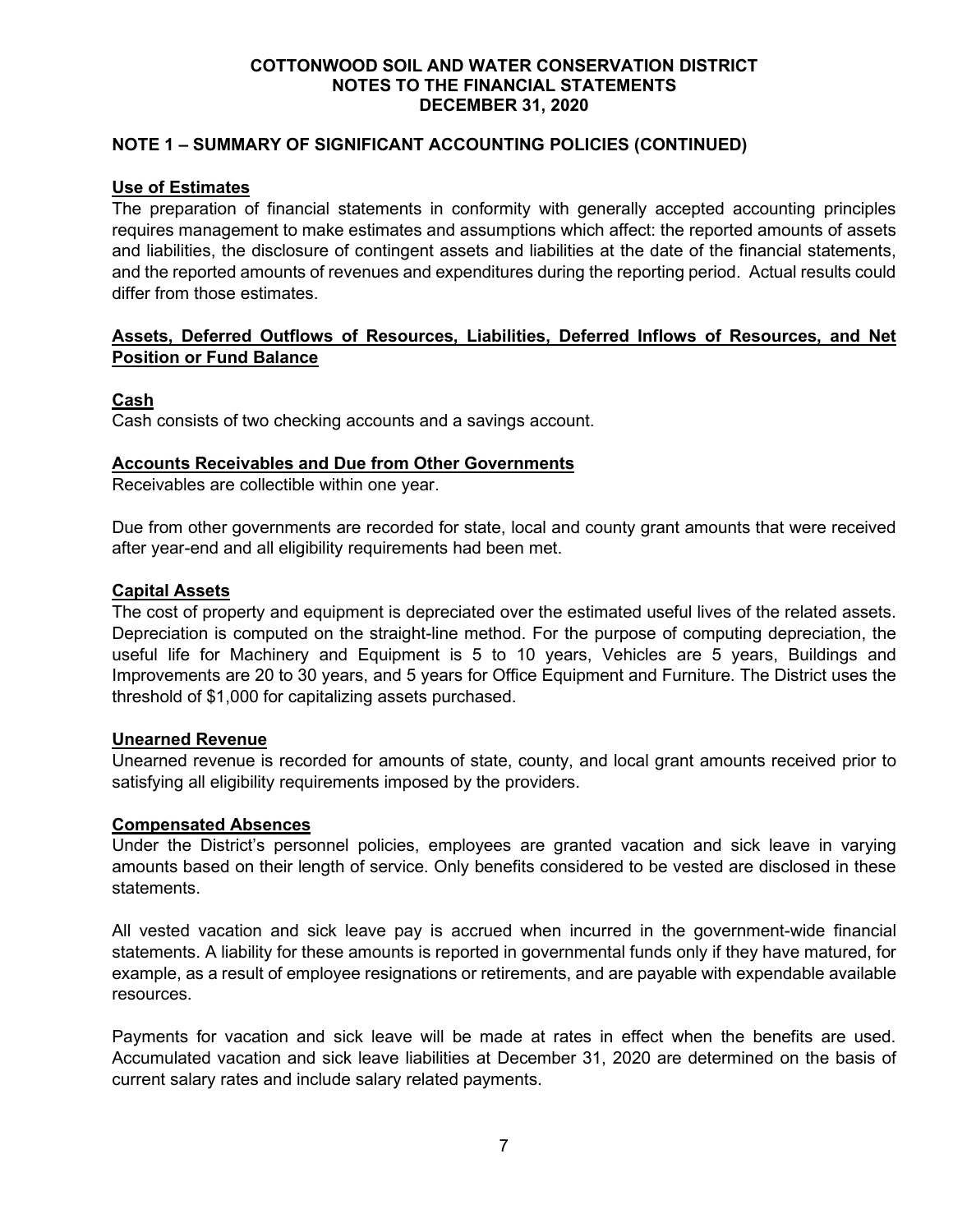## NOTE 1 – SUMMARY OF SIGNIFICANT ACCOUNTING POLICIES (CONTINUED)

### Use of Estimates

The preparation of financial statements in conformity with generally accepted accounting principles requires management to make estimates and assumptions which affect: the reported amounts of assets and liabilities, the disclosure of contingent assets and liabilities at the date of the financial statements, and the reported amounts of revenues and expenditures during the reporting period. Actual results could differ from those estimates.

### Assets, Deferred Outflows of Resources, Liabilities, Deferred Inflows of Resources, and Net Position or Fund Balance

### Cash

Cash consists of two checking accounts and a savings account.

### Accounts Receivables and Due from Other Governments

Receivables are collectible within one year.

Due from other governments are recorded for state, local and county grant amounts that were received after year-end and all eligibility requirements had been met.

### Capital Assets

The cost of property and equipment is depreciated over the estimated useful lives of the related assets. Depreciation is computed on the straight-line method. For the purpose of computing depreciation, the useful life for Machinery and Equipment is 5 to 10 years, Vehicles are 5 years, Buildings and Improvements are 20 to 30 years, and 5 years for Office Equipment and Furniture. The District uses the threshold of $1,000 for capitalizing assets purchased.

### Unearned Revenue

Unearned revenue is recorded for amounts of state, county, and local grant amounts received prior to satisfying all eligibility requirements imposed by the providers.

### Compensated Absences

Under the District's personnel policies, employees are granted vacation and sick leave in varying amounts based on their length of service. Only benefits considered to be vested are disclosed in these statements.

All vested vacation and sick leave pay is accrued when incurred in the government-wide financial statements. A liability for these amounts is reported in governmental funds only if they have matured, for example, as a result of employee resignations or retirements, and are payable with expendable available resources.

Payments for vacation and sick leave will be made at rates in effect when the benefits are used. Accumulated vacation and sick leave liabilities at December 31, 2020 are determined on the basis of current salary rates and include salary related payments.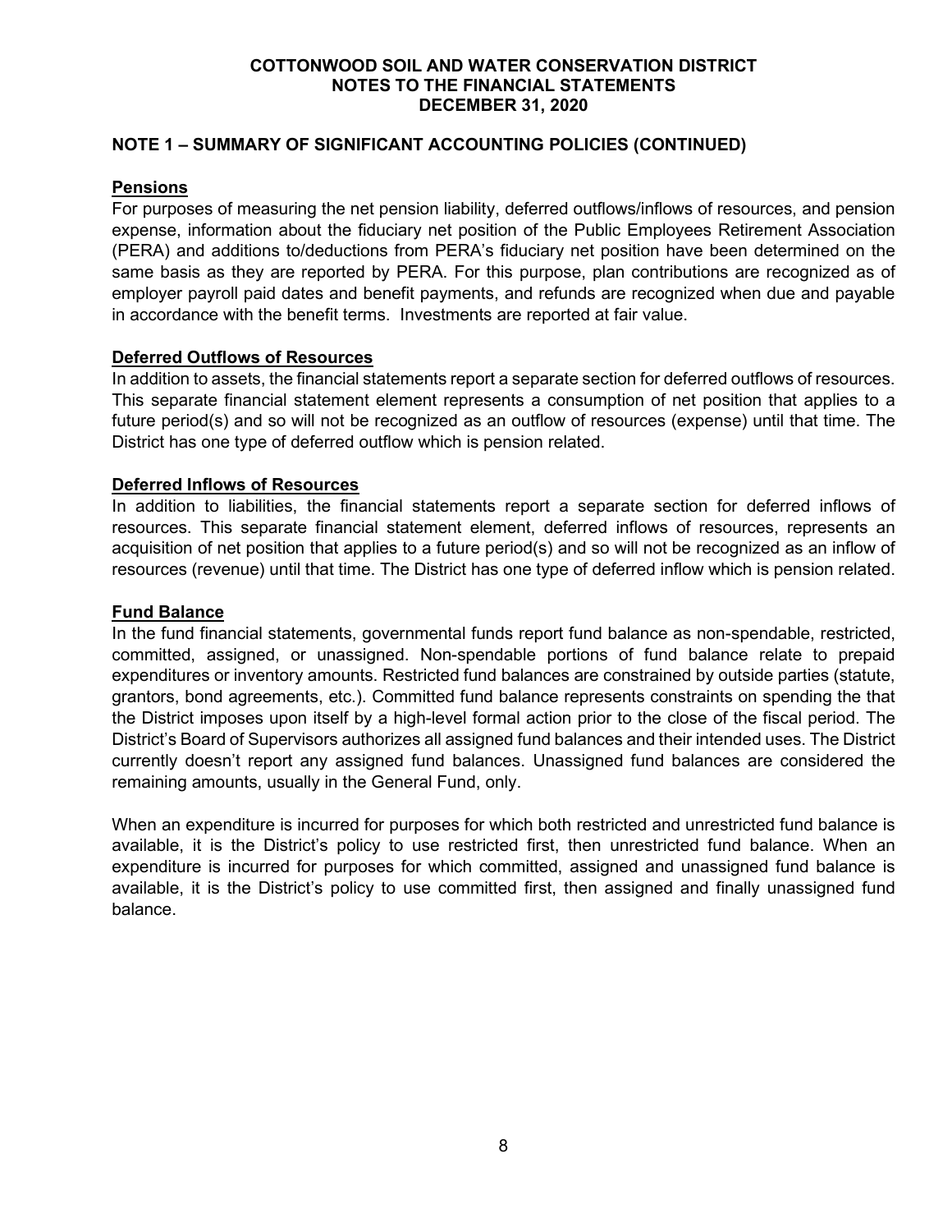## NOTE 1 – SUMMARY OF SIGNIFICANT ACCOUNTING POLICIES (CONTINUED)

### Pensions

For purposes of measuring the net pension liability, deferred outflows/inflows of resources, and pension expense, information about the fiduciary net position of the Public Employees Retirement Association (PERA) and additions to/deductions from PERA's fiduciary net position have been determined on the same basis as they are reported by PERA. For this purpose, plan contributions are recognized as of employer payroll paid dates and benefit payments, and refunds are recognized when due and payable in accordance with the benefit terms. Investments are reported at fair value.

### Deferred Outflows of Resources

In addition to assets, the financial statements report a separate section for deferred outflows of resources. This separate financial statement element represents a consumption of net position that applies to a future period(s) and so will not be recognized as an outflow of resources (expense) until that time. The District has one type of deferred outflow which is pension related.

### Deferred Inflows of Resources

In addition to liabilities, the financial statements report a separate section for deferred inflows of resources. This separate financial statement element, deferred inflows of resources, represents an acquisition of net position that applies to a future period(s) and so will not be recognized as an inflow of resources (revenue) until that time. The District has one type of deferred inflow which is pension related.

### Fund Balance

In the fund financial statements, governmental funds report fund balance as non-spendable, restricted, committed, assigned, or unassigned. Non-spendable portions of fund balance relate to prepaid expenditures or inventory amounts. Restricted fund balances are constrained by outside parties (statute, grantors, bond agreements, etc.). Committed fund balance represents constraints on spending the that the District imposes upon itself by a high-level formal action prior to the close of the fiscal period. The District's Board of Supervisors authorizes all assigned fund balances and their intended uses. The District currently doesn't report any assigned fund balances. Unassigned fund balances are considered the remaining amounts, usually in the General Fund, only.

When an expenditure is incurred for purposes for which both restricted and unrestricted fund balance is available, it is the District's policy to use restricted first, then unrestricted fund balance. When an expenditure is incurred for purposes for which committed, assigned and unassigned fund balance is available, it is the District's policy to use committed first, then assigned and finally unassigned fund balance.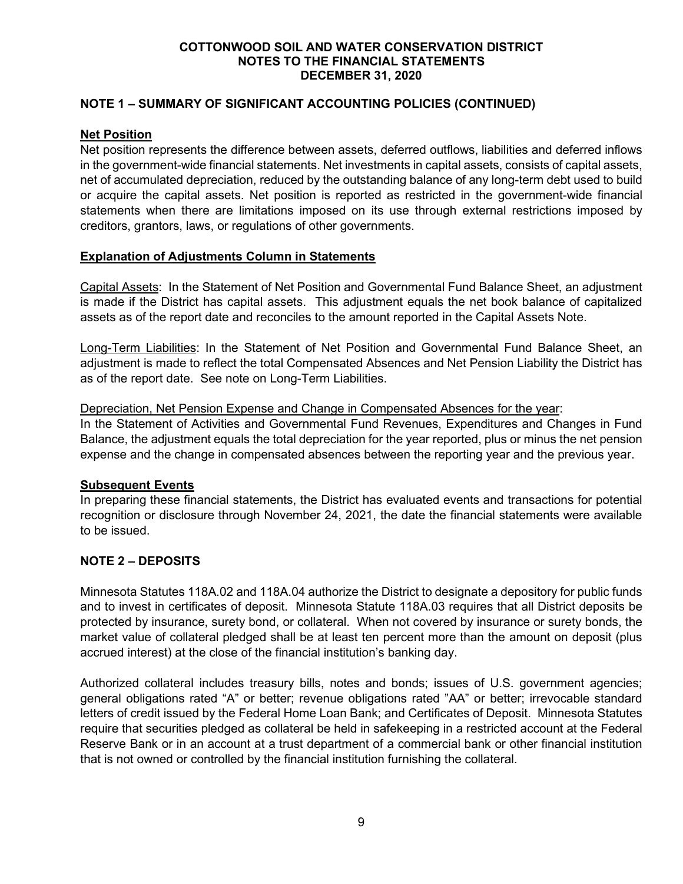## NOTE 1 – SUMMARY OF SIGNIFICANT ACCOUNTING POLICIES (CONTINUED)

**Net Position**

Net position represents the difference between assets, deferred outflows, liabilities and deferred inflows in the government-wide financial statements. Net investments in capital assets, consists of capital assets, net of accumulated depreciation, reduced by the outstanding balance of any long-term debt used to build or acquire the capital assets. Net position is reported as restricted in the government-wide financial statements when there are limitations imposed on its use through external restrictions imposed by creditors, grantors, laws, or regulations of other governments.

**Explanation of Adjustments Column in Statements**

Capital Assets: In the Statement of Net Position and Governmental Fund Balance Sheet, an adjustment is made if the District has capital assets. This adjustment equals the net book balance of capitalized assets as of the report date and reconciles to the amount reported in the Capital Assets Note.

Long-Term Liabilities: In the Statement of Net Position and Governmental Fund Balance Sheet, an adjustment is made to reflect the total Compensated Absences and Net Pension Liability the District has as of the report date. See note on Long-Term Liabilities.

Depreciation, Net Pension Expense and Change in Compensated Absences for the year:
In the Statement of Activities and Governmental Fund Revenues, Expenditures and Changes in Fund Balance, the adjustment equals the total depreciation for the year reported, plus or minus the net pension expense and the change in compensated absences between the reporting year and the previous year.

**Subsequent Events**

In preparing these financial statements, the District has evaluated events and transactions for potential recognition or disclosure through November 24, 2021, the date the financial statements were available to be issued.

## NOTE 2 – DEPOSITS

Minnesota Statutes 118A.02 and 118A.04 authorize the District to designate a depository for public funds and to invest in certificates of deposit. Minnesota Statute 118A.03 requires that all District deposits be protected by insurance, surety bond, or collateral. When not covered by insurance or surety bonds, the market value of collateral pledged shall be at least ten percent more than the amount on deposit (plus accrued interest) at the close of the financial institution's banking day.

Authorized collateral includes treasury bills, notes and bonds; issues of U.S. government agencies; general obligations rated "A" or better; revenue obligations rated "AA" or better; irrevocable standard letters of credit issued by the Federal Home Loan Bank; and Certificates of Deposit. Minnesota Statutes require that securities pledged as collateral be held in safekeeping in a restricted account at the Federal Reserve Bank or in an account at a trust department of a commercial bank or other financial institution that is not owned or controlled by the financial institution furnishing the collateral.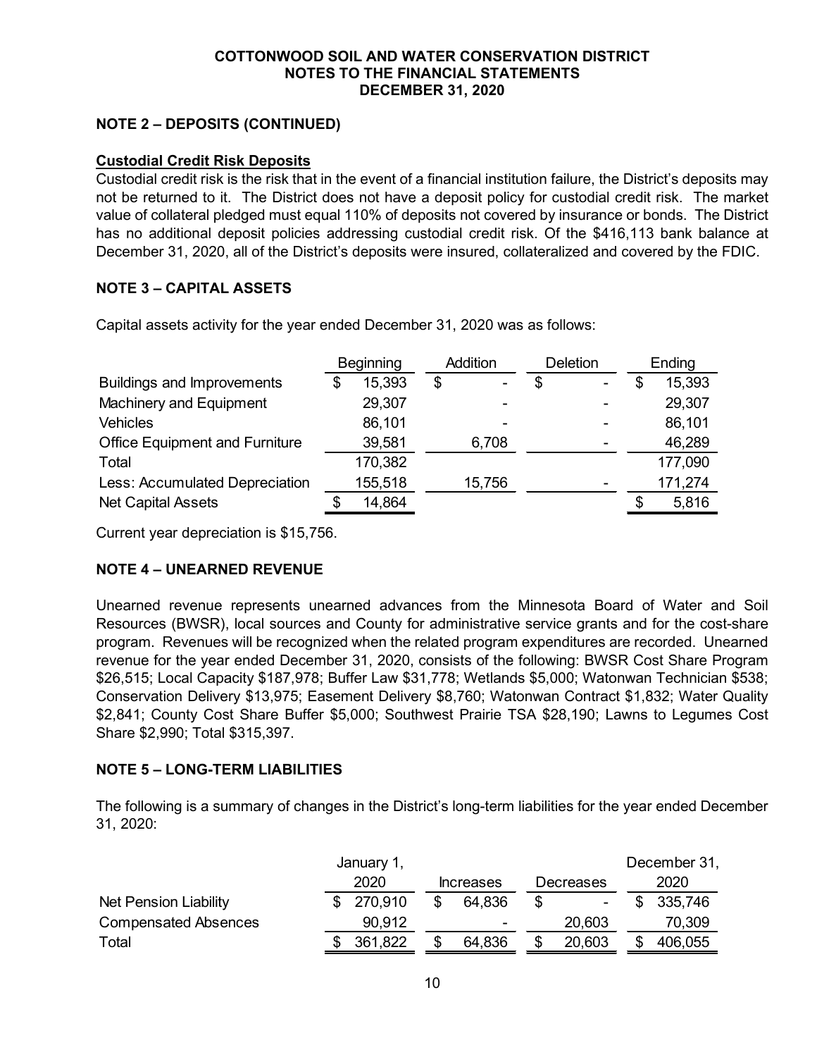## NOTE 2 – DEPOSITS (CONTINUED)

**Custodial Credit Risk Deposits**

Custodial credit risk is the risk that in the event of a financial institution failure, the District's deposits may not be returned to it. The District does not have a deposit policy for custodial credit risk. The market value of collateral pledged must equal 110% of deposits not covered by insurance or bonds. The District has no additional deposit policies addressing custodial credit risk. Of the $416,113 bank balance at December 31, 2020, all of the District's deposits were insured, collateralized and covered by the FDIC.

## NOTE 3 – CAPITAL ASSETS

Capital assets activity for the year ended December 31, 2020 was as follows:

| | Beginning | Addition | Deletion | Ending |
|---|---|---|---|---|
| Buildings and Improvements | $ 15,393 | $ - | $ - | $ 15,393 |
| Machinery and Equipment | 29,307 | - | - | 29,307 |
| Vehicles | 86,101 | - | - | 86,101 |
| Office Equipment and Furniture | 39,581 | 6,708 | - | 46,289 |
| Total | 170,382 | | | 177,090 |
| Less: Accumulated Depreciation | 155,518 | 15,756 | - | 171,274 |
| Net Capital Assets | $ 14,864 | | | $ 5,816 |

Current year depreciation is $15,756.

## NOTE 4 – UNEARNED REVENUE

Unearned revenue represents unearned advances from the Minnesota Board of Water and Soil Resources (BWSR), local sources and County for administrative service grants and for the cost-share program. Revenues will be recognized when the related program expenditures are recorded. Unearned revenue for the year ended December 31, 2020, consists of the following: BWSR Cost Share Program $26,515; Local Capacity $187,978; Buffer Law $31,778; Wetlands $5,000; Watonwan Technician $538; Conservation Delivery $13,975; Easement Delivery $8,760; Watonwan Contract $1,832; Water Quality $2,841; County Cost Share Buffer $5,000; Southwest Prairie TSA $28,190; Lawns to Legumes Cost Share $2,990; Total $315,397.

## NOTE 5 – LONG-TERM LIABILITIES

The following is a summary of changes in the District's long-term liabilities for the year ended December 31, 2020:

| | January 1, 2020 | Increases | Decreases | December 31, 2020 |
|---|---|---|---|---|
| Net Pension Liability | $ 270,910 | $ 64,836 | $ - | $ 335,746 |
| Compensated Absences | 90,912 | - | 20,603 | 70,309 |
| Total | $ 361,822 | $ 64,836 | $ 20,603 | $ 406,055 |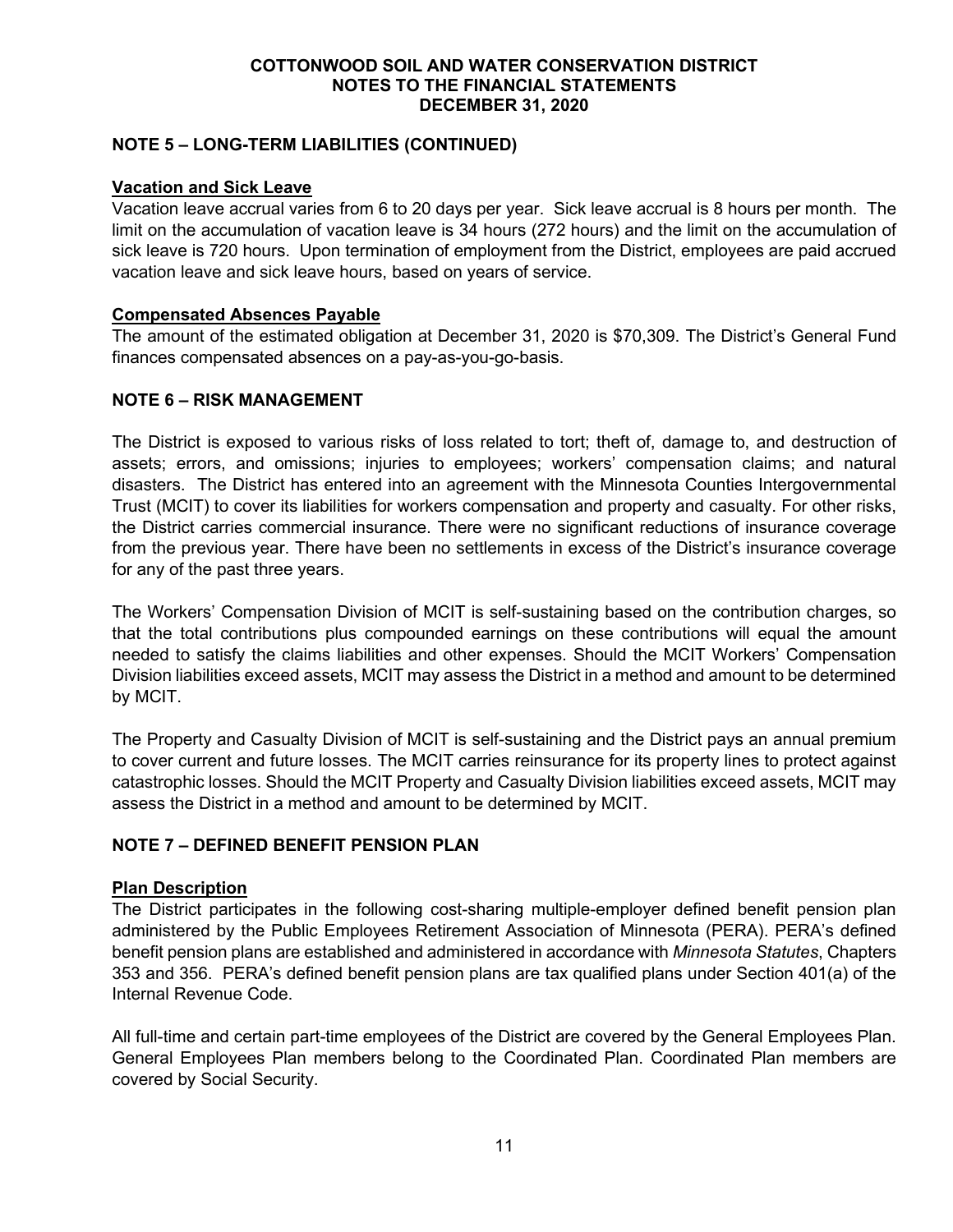## NOTE 5 – LONG-TERM LIABILITIES (CONTINUED)

### Vacation and Sick Leave

Vacation leave accrual varies from 6 to 20 days per year. Sick leave accrual is 8 hours per month. The limit on the accumulation of vacation leave is 34 hours (272 hours) and the limit on the accumulation of sick leave is 720 hours. Upon termination of employment from the District, employees are paid accrued vacation leave and sick leave hours, based on years of service.

### Compensated Absences Payable

The amount of the estimated obligation at December 31, 2020 is $70,309. The District's General Fund finances compensated absences on a pay-as-you-go-basis.

## NOTE 6 – RISK MANAGEMENT

The District is exposed to various risks of loss related to tort; theft of, damage to, and destruction of assets; errors, and omissions; injuries to employees; workers' compensation claims; and natural disasters. The District has entered into an agreement with the Minnesota Counties Intergovernmental Trust (MCIT) to cover its liabilities for workers compensation and property and casualty. For other risks, the District carries commercial insurance. There were no significant reductions of insurance coverage from the previous year. There have been no settlements in excess of the District's insurance coverage for any of the past three years.

The Workers' Compensation Division of MCIT is self-sustaining based on the contribution charges, so that the total contributions plus compounded earnings on these contributions will equal the amount needed to satisfy the claims liabilities and other expenses. Should the MCIT Workers' Compensation Division liabilities exceed assets, MCIT may assess the District in a method and amount to be determined by MCIT.

The Property and Casualty Division of MCIT is self-sustaining and the District pays an annual premium to cover current and future losses. The MCIT carries reinsurance for its property lines to protect against catastrophic losses. Should the MCIT Property and Casualty Division liabilities exceed assets, MCIT may assess the District in a method and amount to be determined by MCIT.

## NOTE 7 – DEFINED BENEFIT PENSION PLAN

### Plan Description

The District participates in the following cost-sharing multiple-employer defined benefit pension plan administered by the Public Employees Retirement Association of Minnesota (PERA). PERA's defined benefit pension plans are established and administered in accordance with *Minnesota Statutes*, Chapters 353 and 356. PERA's defined benefit pension plans are tax qualified plans under Section 401(a) of the Internal Revenue Code.

All full-time and certain part-time employees of the District are covered by the General Employees Plan. General Employees Plan members belong to the Coordinated Plan. Coordinated Plan members are covered by Social Security.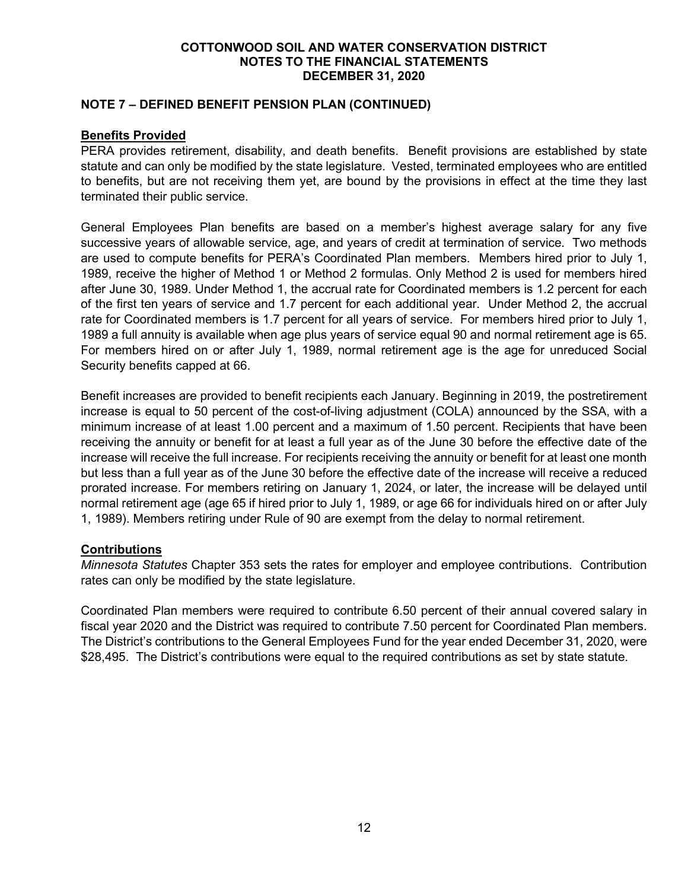**COTTONWOOD SOIL AND WATER CONSERVATION DISTRICT**
**NOTES TO THE FINANCIAL STATEMENTS**
**DECEMBER 31, 2020**

## NOTE 7 – DEFINED BENEFIT PENSION PLAN (CONTINUED)

### Benefits Provided

PERA provides retirement, disability, and death benefits. Benefit provisions are established by state statute and can only be modified by the state legislature. Vested, terminated employees who are entitled to benefits, but are not receiving them yet, are bound by the provisions in effect at the time they last terminated their public service.

General Employees Plan benefits are based on a member's highest average salary for any five successive years of allowable service, age, and years of credit at termination of service. Two methods are used to compute benefits for PERA's Coordinated Plan members. Members hired prior to July 1, 1989, receive the higher of Method 1 or Method 2 formulas. Only Method 2 is used for members hired after June 30, 1989. Under Method 1, the accrual rate for Coordinated members is 1.2 percent for each of the first ten years of service and 1.7 percent for each additional year. Under Method 2, the accrual rate for Coordinated members is 1.7 percent for all years of service. For members hired prior to July 1, 1989 a full annuity is available when age plus years of service equal 90 and normal retirement age is 65. For members hired on or after July 1, 1989, normal retirement age is the age for unreduced Social Security benefits capped at 66.

Benefit increases are provided to benefit recipients each January. Beginning in 2019, the postretirement increase is equal to 50 percent of the cost-of-living adjustment (COLA) announced by the SSA, with a minimum increase of at least 1.00 percent and a maximum of 1.50 percent. Recipients that have been receiving the annuity or benefit for at least a full year as of the June 30 before the effective date of the increase will receive the full increase. For recipients receiving the annuity or benefit for at least one month but less than a full year as of the June 30 before the effective date of the increase will receive a reduced prorated increase. For members retiring on January 1, 2024, or later, the increase will be delayed until normal retirement age (age 65 if hired prior to July 1, 1989, or age 66 for individuals hired on or after July 1, 1989). Members retiring under Rule of 90 are exempt from the delay to normal retirement.

### Contributions

*Minnesota Statutes* Chapter 353 sets the rates for employer and employee contributions. Contribution rates can only be modified by the state legislature.

Coordinated Plan members were required to contribute 6.50 percent of their annual covered salary in fiscal year 2020 and the District was required to contribute 7.50 percent for Coordinated Plan members. The District's contributions to the General Employees Fund for the year ended December 31, 2020, were $28,495. The District's contributions were equal to the required contributions as set by state statute.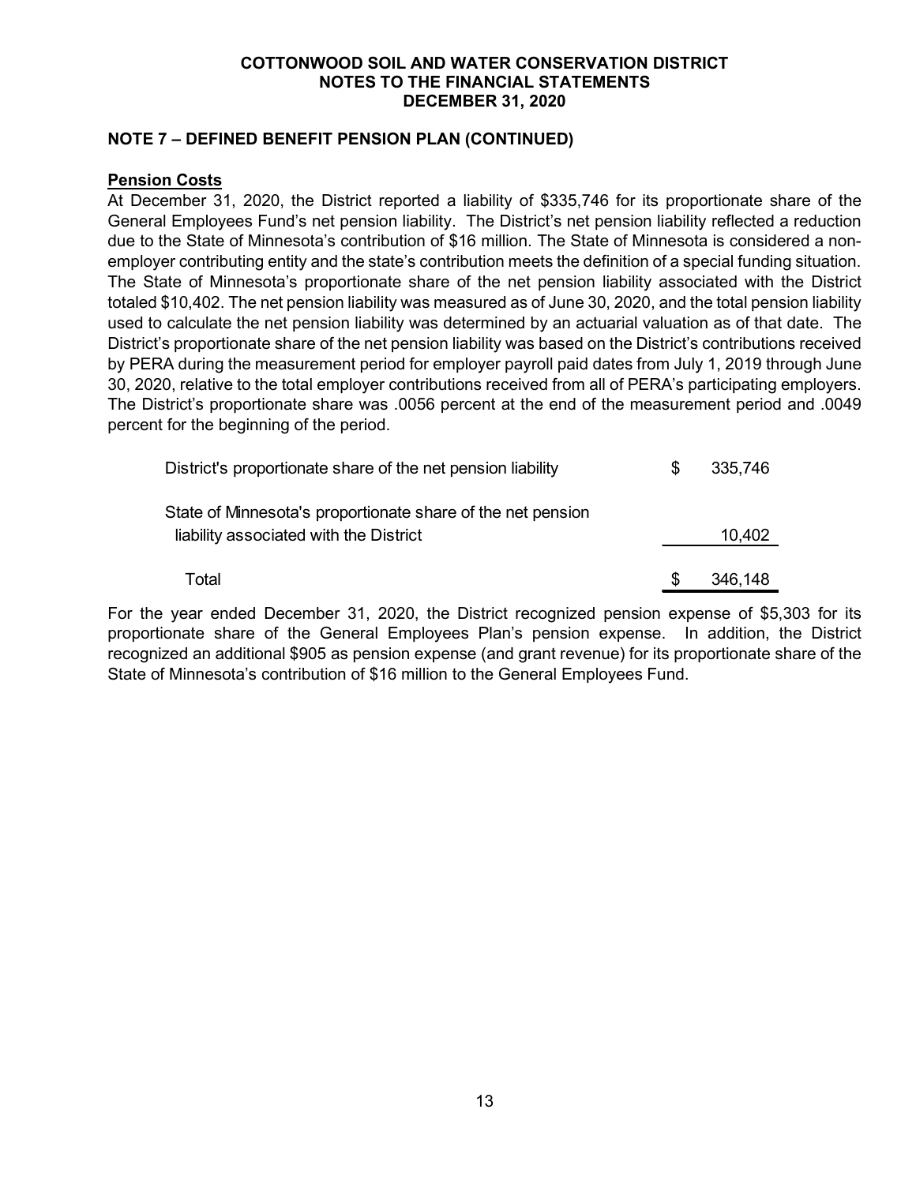**COTTONWOOD SOIL AND WATER CONSERVATION DISTRICT**
**NOTES TO THE FINANCIAL STATEMENTS**
**DECEMBER 31, 2020**

## NOTE 7 – DEFINED BENEFIT PENSION PLAN (CONTINUED)

### Pension Costs

At December 31, 2020, the District reported a liability of $335,746 for its proportionate share of the General Employees Fund's net pension liability. The District's net pension liability reflected a reduction due to the State of Minnesota's contribution of $16 million. The State of Minnesota is considered a non-employer contributing entity and the state's contribution meets the definition of a special funding situation. The State of Minnesota's proportionate share of the net pension liability associated with the District totaled $10,402. The net pension liability was measured as of June 30, 2020, and the total pension liability used to calculate the net pension liability was determined by an actuarial valuation as of that date. The District's proportionate share of the net pension liability was based on the District's contributions received by PERA during the measurement period for employer payroll paid dates from July 1, 2019 through June 30, 2020, relative to the total employer contributions received from all of PERA's participating employers. The District's proportionate share was .0056 percent at the end of the measurement period and .0049 percent for the beginning of the period.

| | |
|---|---|
| District's proportionate share of the net pension liability | $ 335,746 |
| State of Minnesota's proportionate share of the net pension liability associated with the District | 10,402 |
| Total | $ 346,148 |

For the year ended December 31, 2020, the District recognized pension expense of $5,303 for its proportionate share of the General Employees Plan's pension expense. In addition, the District recognized an additional $905 as pension expense (and grant revenue) for its proportionate share of the State of Minnesota's contribution of $16 million to the General Employees Fund.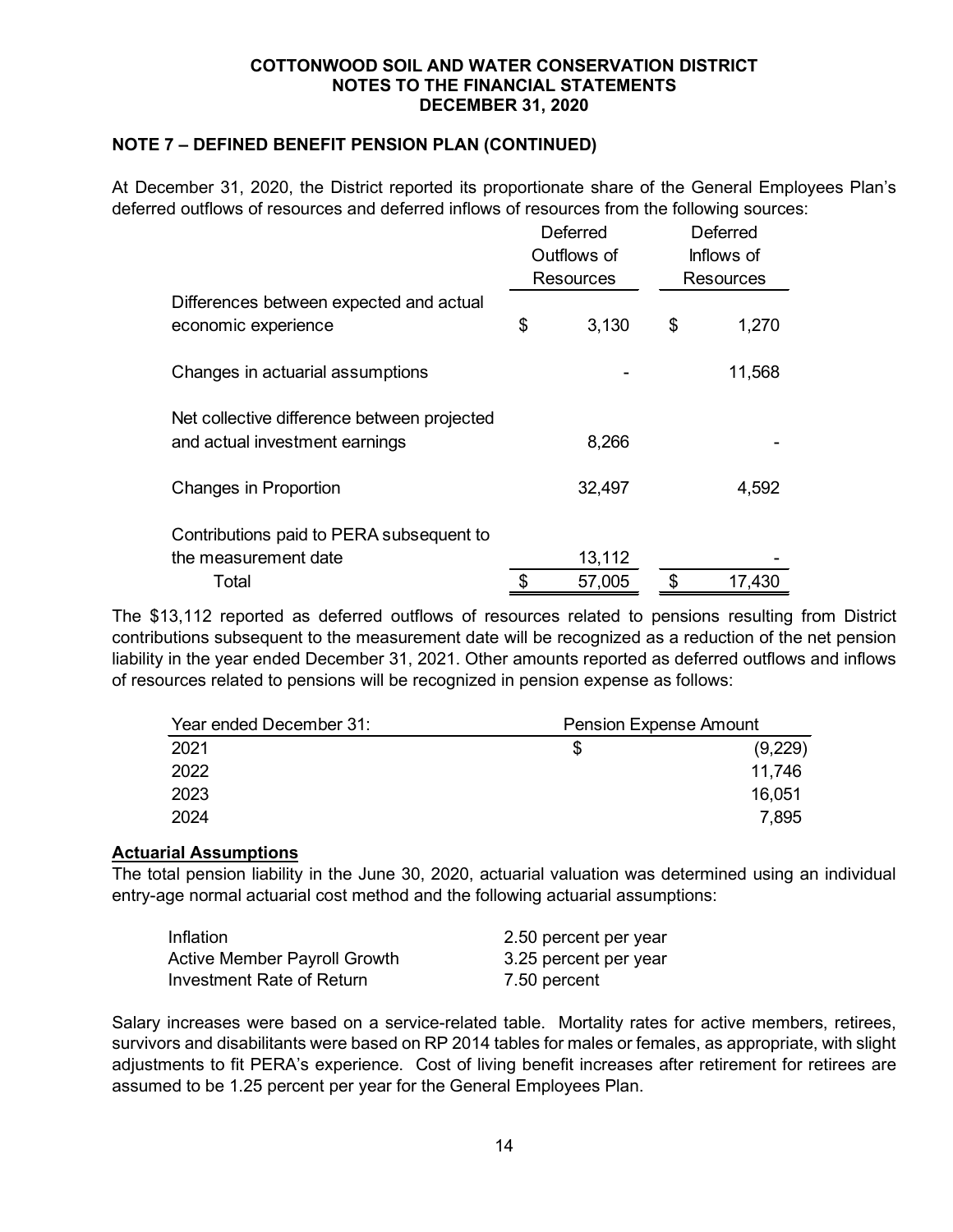# COTTONWOOD SOIL AND WATER CONSERVATION DISTRICT
## NOTES TO THE FINANCIAL STATEMENTS
## DECEMBER 31, 2020

### NOTE 7 – DEFINED BENEFIT PENSION PLAN (CONTINUED)

At December 31, 2020, the District reported its proportionate share of the General Employees Plan's deferred outflows of resources and deferred inflows of resources from the following sources:

| | Deferred Outflows of Resources | Deferred Inflows of Resources |
|---|---|---|
| Differences between expected and actual economic experience | $ 3,130 | $ 1,270 |
| Changes in actuarial assumptions | - | 11,568 |
| Net collective difference between projected and actual investment earnings | 8,266 | - |
| Changes in Proportion | 32,497 | 4,592 |
| Contributions paid to PERA subsequent to the measurement date | 13,112 | - |
| Total | $ 57,005 | $ 17,430 |

The $13,112 reported as deferred outflows of resources related to pensions resulting from District contributions subsequent to the measurement date will be recognized as a reduction of the net pension liability in the year ended December 31, 2021. Other amounts reported as deferred outflows and inflows of resources related to pensions will be recognized in pension expense as follows:

| Year ended December 31: | Pension Expense Amount |
|---|---|
| 2021 | $ (9,229) |
| 2022 | 11,746 |
| 2023 | 16,051 |
| 2024 | 7,895 |

**Actuarial Assumptions**

The total pension liability in the June 30, 2020, actuarial valuation was determined using an individual entry-age normal actuarial cost method and the following actuarial assumptions:

| | |
|---|---|
| Inflation | 2.50 percent per year |
| Active Member Payroll Growth | 3.25 percent per year |
| Investment Rate of Return | 7.50 percent |

Salary increases were based on a service-related table. Mortality rates for active members, retirees, survivors and disabilitants were based on RP 2014 tables for males or females, as appropriate, with slight adjustments to fit PERA's experience. Cost of living benefit increases after retirement for retirees are assumed to be 1.25 percent per year for the General Employees Plan.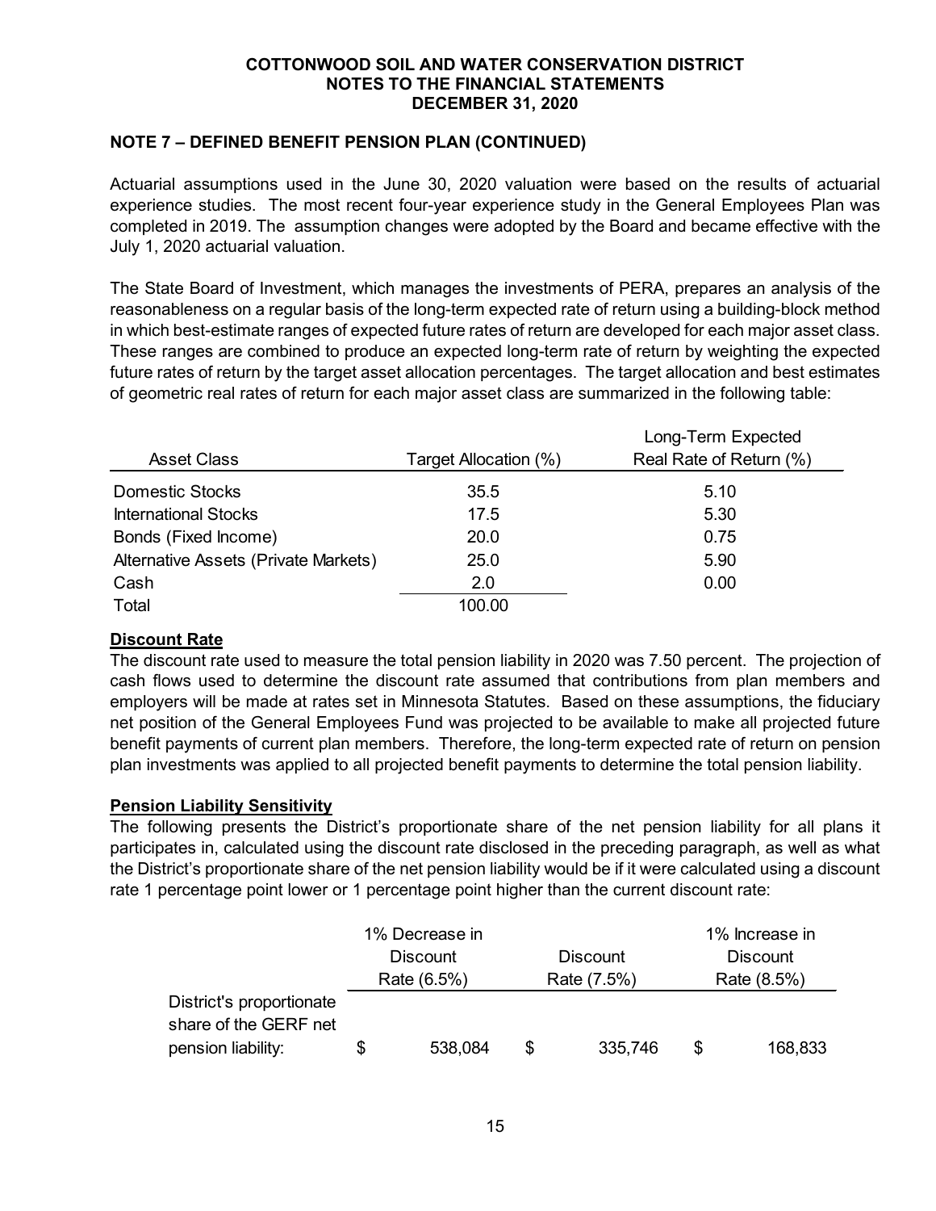**COTTONWOOD SOIL AND WATER CONSERVATION DISTRICT**
**NOTES TO THE FINANCIAL STATEMENTS**
**DECEMBER 31, 2020**

## NOTE 7 – DEFINED BENEFIT PENSION PLAN (CONTINUED)

Actuarial assumptions used in the June 30, 2020 valuation were based on the results of actuarial experience studies. The most recent four-year experience study in the General Employees Plan was completed in 2019. The assumption changes were adopted by the Board and became effective with the July 1, 2020 actuarial valuation.

The State Board of Investment, which manages the investments of PERA, prepares an analysis of the reasonableness on a regular basis of the long-term expected rate of return using a building-block method in which best-estimate ranges of expected future rates of return are developed for each major asset class. These ranges are combined to produce an expected long-term rate of return by weighting the expected future rates of return by the target asset allocation percentages. The target allocation and best estimates of geometric real rates of return for each major asset class are summarized in the following table:

| Asset Class | Target Allocation (%) | Long-Term Expected Real Rate of Return (%) |
|---|---|---|
| Domestic Stocks | 35.5 | 5.10 |
| International Stocks | 17.5 | 5.30 |
| Bonds (Fixed Income) | 20.0 | 0.75 |
| Alternative Assets (Private Markets) | 25.0 | 5.90 |
| Cash | 2.0 | 0.00 |
| Total | 100.00 | |

**Discount Rate**

The discount rate used to measure the total pension liability in 2020 was 7.50 percent. The projection of cash flows used to determine the discount rate assumed that contributions from plan members and employers will be made at rates set in Minnesota Statutes. Based on these assumptions, the fiduciary net position of the General Employees Fund was projected to be available to make all projected future benefit payments of current plan members. Therefore, the long-term expected rate of return on pension plan investments was applied to all projected benefit payments to determine the total pension liability.

**Pension Liability Sensitivity**

The following presents the District's proportionate share of the net pension liability for all plans it participates in, calculated using the discount rate disclosed in the preceding paragraph, as well as what the District's proportionate share of the net pension liability would be if it were calculated using a discount rate 1 percentage point lower or 1 percentage point higher than the current discount rate:

| | 1% Decrease in Discount Rate (6.5%) | Discount Rate (7.5%) | 1% Increase in Discount Rate (8.5%) |
|---|---|---|---|
| District's proportionate share of the GERF net pension liability: | $ 538,084 | $ 335,746 | $ 168,833 |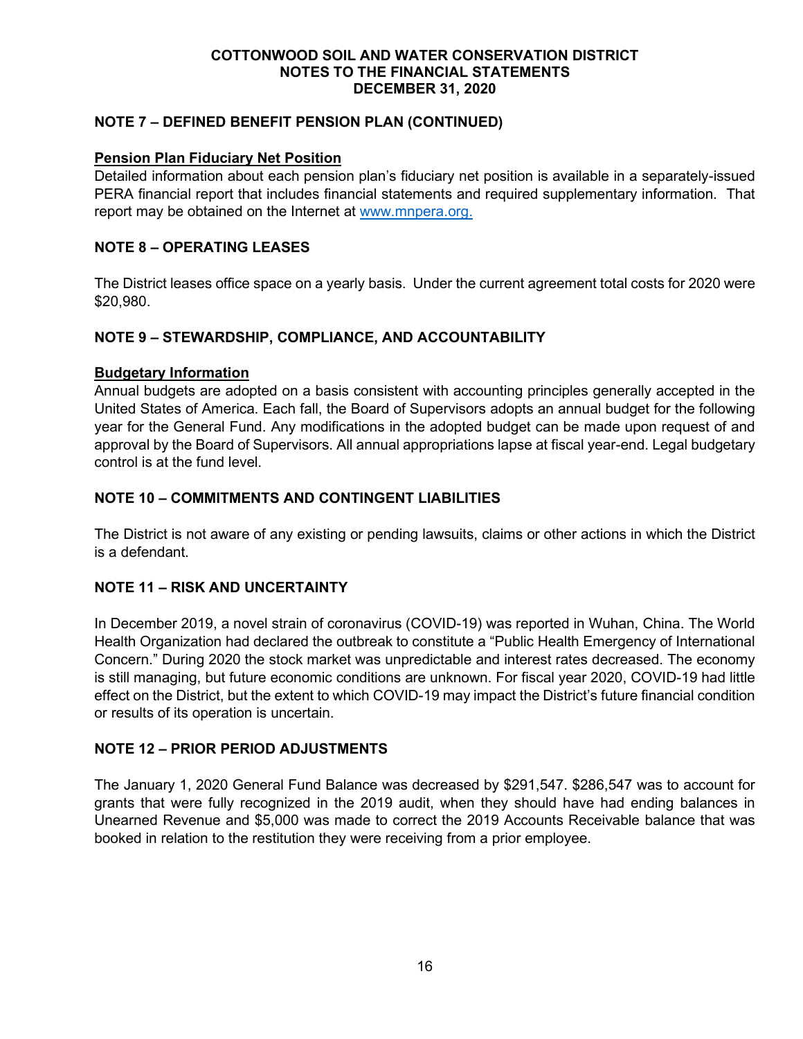## NOTE 7 – DEFINED BENEFIT PENSION PLAN (CONTINUED)

### Pension Plan Fiduciary Net Position

Detailed information about each pension plan's fiduciary net position is available in a separately-issued PERA financial report that includes financial statements and required supplementary information. That report may be obtained on the Internet at www.mnpera.org.

## NOTE 8 – OPERATING LEASES

The District leases office space on a yearly basis. Under the current agreement total costs for 2020 were $20,980.

## NOTE 9 – STEWARDSHIP, COMPLIANCE, AND ACCOUNTABILITY

### Budgetary Information

Annual budgets are adopted on a basis consistent with accounting principles generally accepted in the United States of America. Each fall, the Board of Supervisors adopts an annual budget for the following year for the General Fund. Any modifications in the adopted budget can be made upon request of and approval by the Board of Supervisors. All annual appropriations lapse at fiscal year-end. Legal budgetary control is at the fund level.

## NOTE 10 – COMMITMENTS AND CONTINGENT LIABILITIES

The District is not aware of any existing or pending lawsuits, claims or other actions in which the District is a defendant.

## NOTE 11 – RISK AND UNCERTAINTY

In December 2019, a novel strain of coronavirus (COVID-19) was reported in Wuhan, China. The World Health Organization had declared the outbreak to constitute a "Public Health Emergency of International Concern." During 2020 the stock market was unpredictable and interest rates decreased. The economy is still managing, but future economic conditions are unknown. For fiscal year 2020, COVID-19 had little effect on the District, but the extent to which COVID-19 may impact the District's future financial condition or results of its operation is uncertain.

## NOTE 12 – PRIOR PERIOD ADJUSTMENTS

The January 1, 2020 General Fund Balance was decreased by $291,547. $286,547 was to account for grants that were fully recognized in the 2019 audit, when they should have had ending balances in Unearned Revenue and $5,000 was made to correct the 2019 Accounts Receivable balance that was booked in relation to the restitution they were receiving from a prior employee.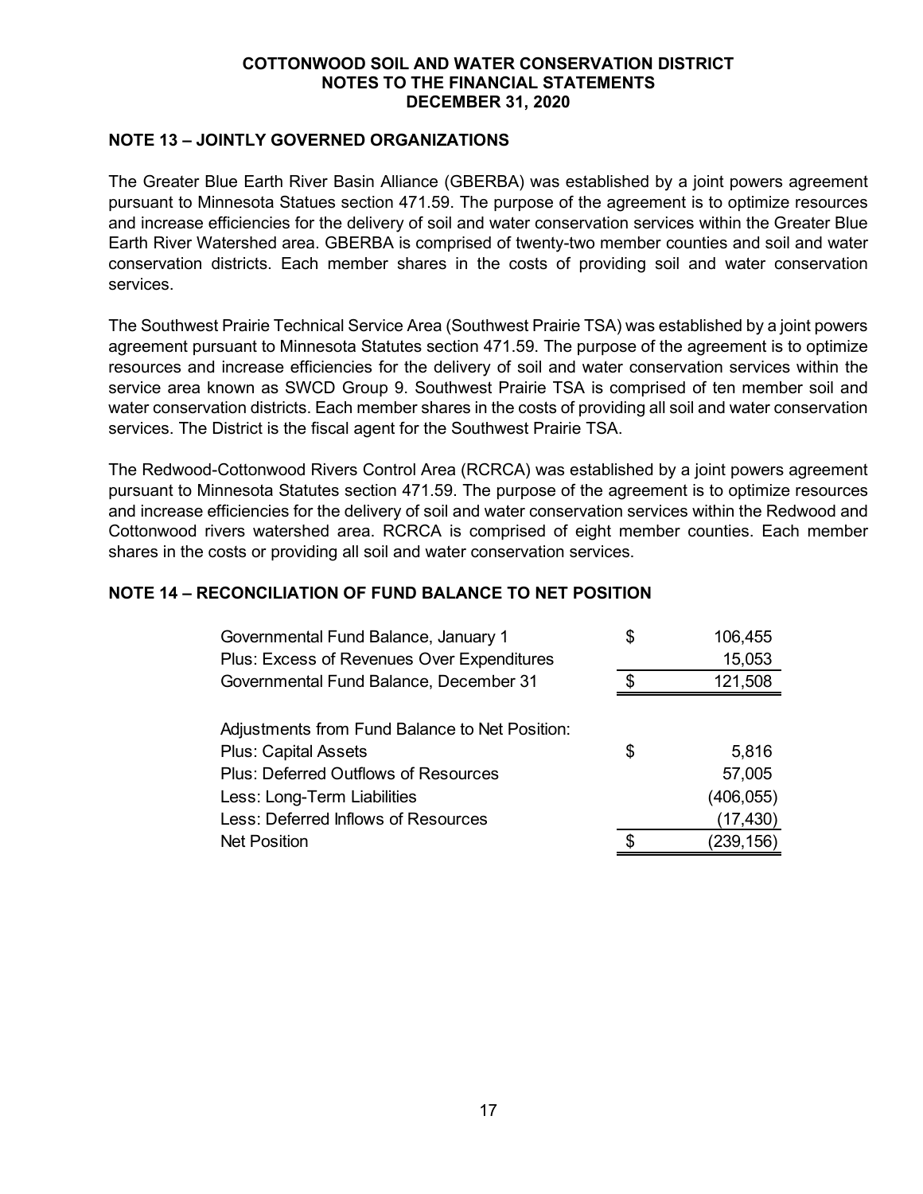**COTTONWOOD SOIL AND WATER CONSERVATION DISTRICT**
**NOTES TO THE FINANCIAL STATEMENTS**
**DECEMBER 31, 2020**

## NOTE 13 – JOINTLY GOVERNED ORGANIZATIONS

The Greater Blue Earth River Basin Alliance (GBERBA) was established by a joint powers agreement pursuant to Minnesota Statues section 471.59. The purpose of the agreement is to optimize resources and increase efficiencies for the delivery of soil and water conservation services within the Greater Blue Earth River Watershed area. GBERBA is comprised of twenty-two member counties and soil and water conservation districts. Each member shares in the costs of providing soil and water conservation services.

The Southwest Prairie Technical Service Area (Southwest Prairie TSA) was established by a joint powers agreement pursuant to Minnesota Statutes section 471.59. The purpose of the agreement is to optimize resources and increase efficiencies for the delivery of soil and water conservation services within the service area known as SWCD Group 9. Southwest Prairie TSA is comprised of ten member soil and water conservation districts. Each member shares in the costs of providing all soil and water conservation services. The District is the fiscal agent for the Southwest Prairie TSA.

The Redwood-Cottonwood Rivers Control Area (RCRCA) was established by a joint powers agreement pursuant to Minnesota Statutes section 471.59. The purpose of the agreement is to optimize resources and increase efficiencies for the delivery of soil and water conservation services within the Redwood and Cottonwood rivers watershed area. RCRCA is comprised of eight member counties. Each member shares in the costs or providing all soil and water conservation services.

## NOTE 14 – RECONCILIATION OF FUND BALANCE TO NET POSITION

| | | |
|---|---|---|
| Governmental Fund Balance, January 1 | $ | 106,455 |
| Plus: Excess of Revenues Over Expenditures | | 15,053 |
| Governmental Fund Balance, December 31 | $ | 121,508 |
| | | |
| Adjustments from Fund Balance to Net Position: | | |
| Plus: Capital Assets | $ | 5,816 |
| Plus: Deferred Outflows of Resources | | 57,005 |
| Less: Long-Term Liabilities | | (406,055) |
| Less: Deferred Inflows of Resources | | (17,430) |
| Net Position | $ | (239,156) |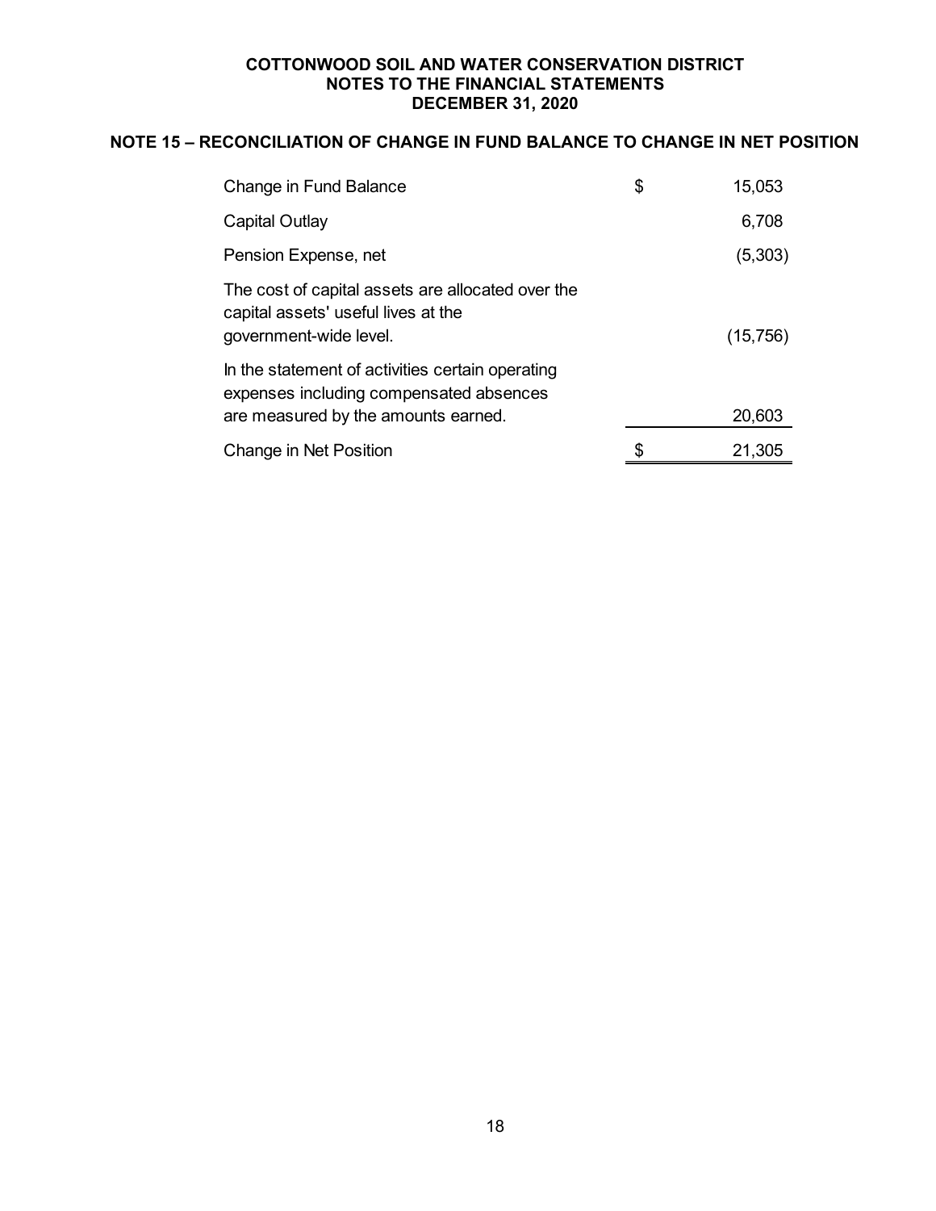# COTTONWOOD SOIL AND WATER CONSERVATION DISTRICT
## NOTES TO THE FINANCIAL STATEMENTS
## DECEMBER 31, 2020

### NOTE 15 – RECONCILIATION OF CHANGE IN FUND BALANCE TO CHANGE IN NET POSITION

| | | |
|---|---|---|
| Change in Fund Balance | $ | 15,053 |
| Capital Outlay | | 6,708 |
| Pension Expense, net | | (5,303) |
| The cost of capital assets are allocated over the capital assets' useful lives at the government-wide level. | | (15,756) |
| In the statement of activities certain operating expenses including compensated absences are measured by the amounts earned. | | 20,603 |
| Change in Net Position | $ | 21,305 |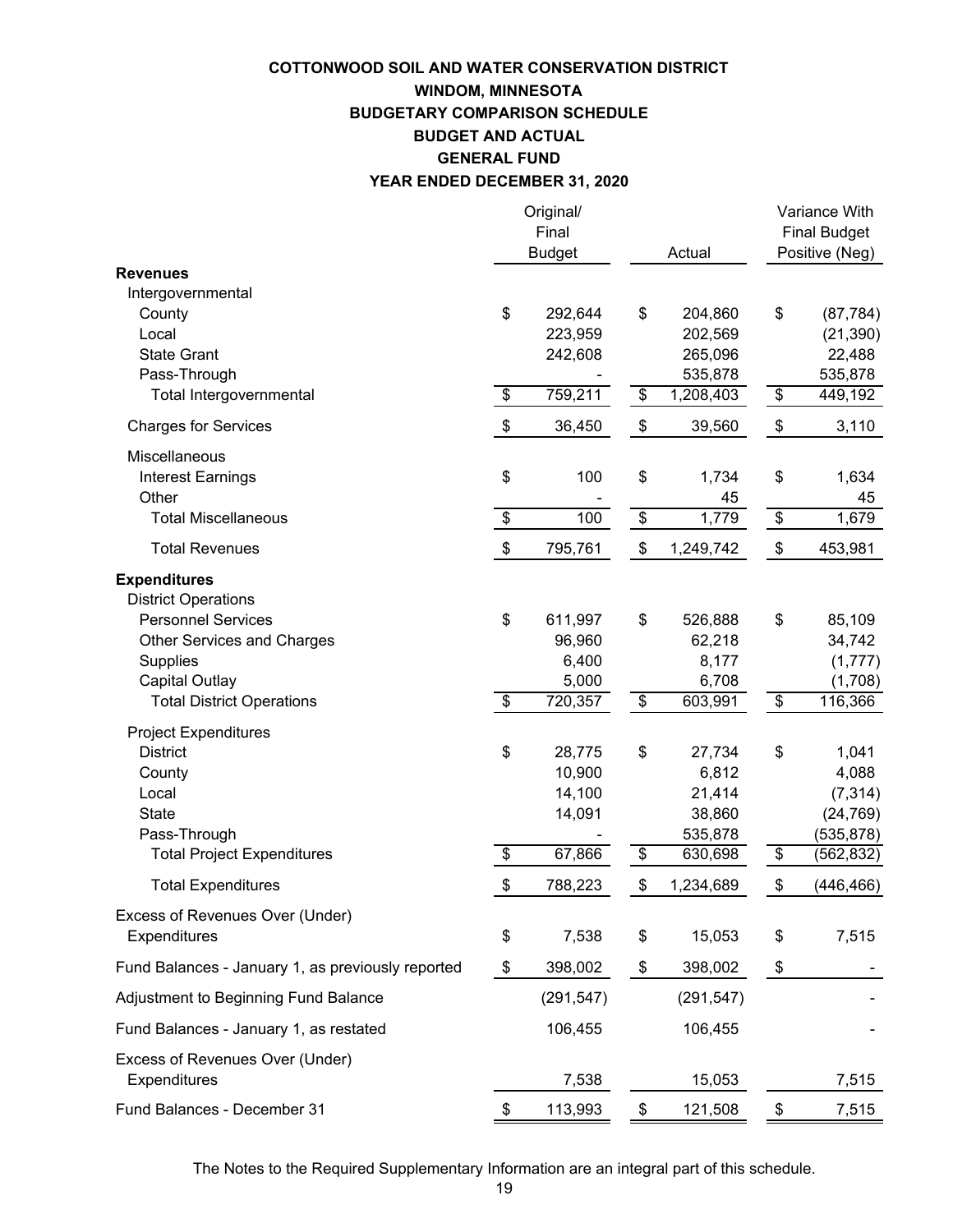# COTTONWOOD SOIL AND WATER CONSERVATION DISTRICT
## WINDOM, MINNESOTA
## BUDGETARY COMPARISON SCHEDULE
## BUDGET AND ACTUAL
## GENERAL FUND
## YEAR ENDED DECEMBER 31, 2020

| | Original/ Final Budget | Actual | Variance With Final Budget Positive (Neg) |
|---|---|---|---|
| **Revenues** | | | |
| Intergovernmental | | | |
| County | $ 292,644 | $ 204,860 | $ (87,784) |
| Local | 223,959 | 202,569 | (21,390) |
| State Grant | 242,608 | 265,096 | 22,488 |
| Pass-Through | - | 535,878 | 535,878 |
| Total Intergovernmental | $ 759,211 | $ 1,208,403 | $ 449,192 |
| Charges for Services | $ 36,450 | $ 39,560 | $ 3,110 |
| Miscellaneous | | | |
| Interest Earnings | $ 100 | $ 1,734 | $ 1,634 |
| Other | - | 45 | 45 |
| Total Miscellaneous | $ 100 | $ 1,779 | $ 1,679 |
| Total Revenues | $ 795,761 | $ 1,249,742 | $ 453,981 |
| **Expenditures** | | | |
| District Operations | | | |
| Personnel Services | $ 611,997 | $ 526,888 | $ 85,109 |
| Other Services and Charges | 96,960 | 62,218 | 34,742 |
| Supplies | 6,400 | 8,177 | (1,777) |
| Capital Outlay | 5,000 | 6,708 | (1,708) |
| Total District Operations | $ 720,357 | $ 603,991 | $ 116,366 |
| Project Expenditures | | | |
| District | $ 28,775 | $ 27,734 | $ 1,041 |
| County | 10,900 | 6,812 | 4,088 |
| Local | 14,100 | 21,414 | (7,314) |
| State | 14,091 | 38,860 | (24,769) |
| Pass-Through | - | 535,878 | (535,878) |
| Total Project Expenditures | $ 67,866 | $ 630,698 | $ (562,832) |
| Total Expenditures | $ 788,223 | $ 1,234,689 | $ (446,466) |
| Excess of Revenues Over (Under) Expenditures | $ 7,538 | $ 15,053 | $ 7,515 |
| Fund Balances - January 1, as previously reported | $ 398,002 | $ 398,002 | $ - |
| Adjustment to Beginning Fund Balance | (291,547) | (291,547) | - |
| Fund Balances - January 1, as restated | 106,455 | 106,455 | - |
| Excess of Revenues Over (Under) Expenditures | 7,538 | 15,053 | 7,515 |
| Fund Balances - December 31 | $ 113,993 | $ 121,508 | $ 7,515 |

The Notes to the Required Supplementary Information are an integral part of this schedule.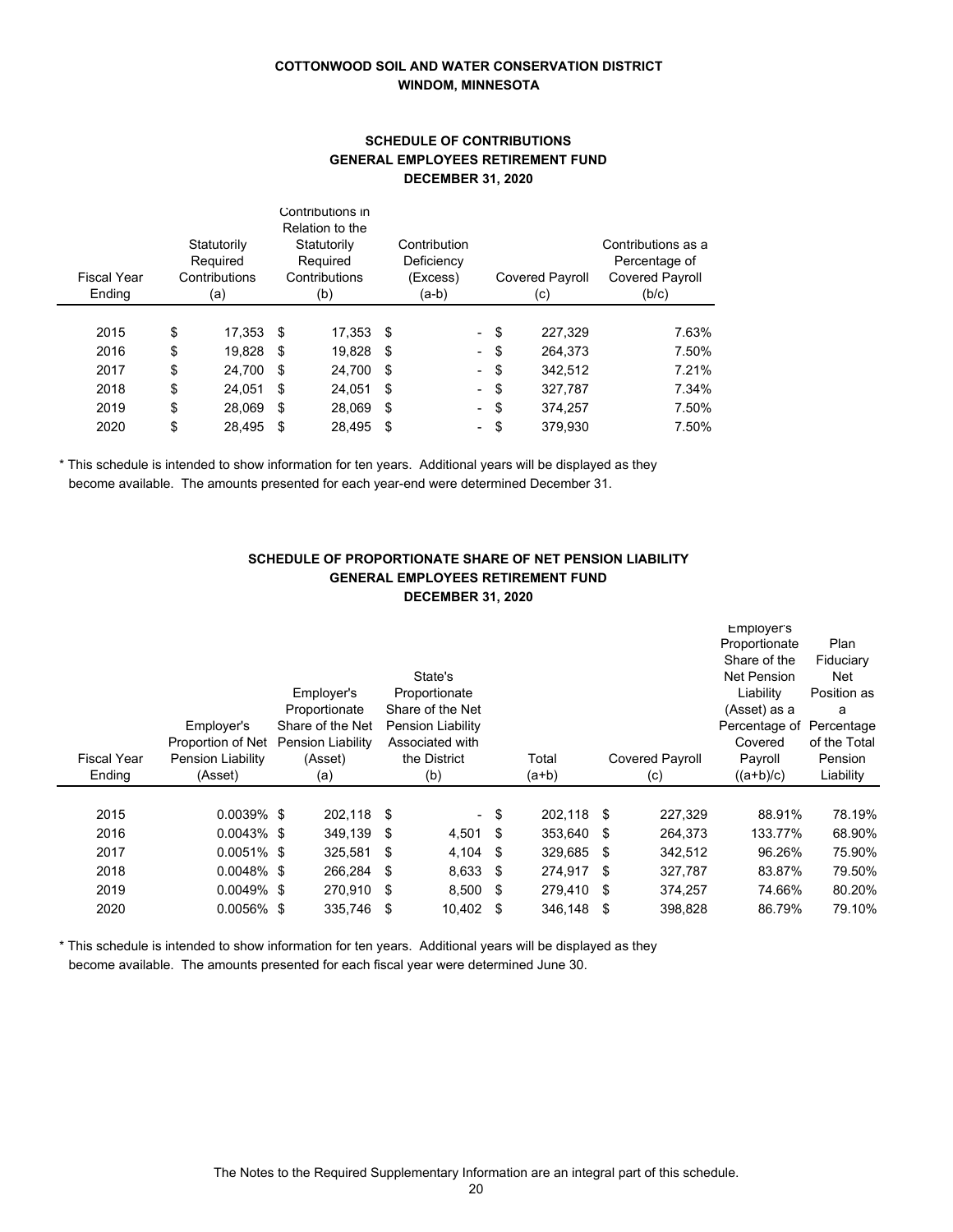**COTTONWOOD SOIL AND WATER CONSERVATION DISTRICT**
**WINDOM, MINNESOTA**

## SCHEDULE OF CONTRIBUTIONS
## GENERAL EMPLOYEES RETIREMENT FUND
## DECEMBER 31, 2020

| Fiscal Year Ending | Statutorily Required Contributions (a) | Contributions in Relation to the Statutorily Required Contributions (b) | Contribution Deficiency (Excess) (a-b) | Covered Payroll (c) | Contributions as a Percentage of Covered Payroll (b/c) |
|---|---|---|---|---|---|
| 2015 | $ 17,353 | $ 17,353 | $ - | $ 227,329 | 7.63% |
| 2016 | $ 19,828 | $ 19,828 | $ - | $ 264,373 | 7.50% |
| 2017 | $ 24,700 | $ 24,700 | $ - | $ 342,512 | 7.21% |
| 2018 | $ 24,051 | $ 24,051 | $ - | $ 327,787 | 7.34% |
| 2019 | $ 28,069 | $ 28,069 | $ - | $ 374,257 | 7.50% |
| 2020 | $ 28,495 | $ 28,495 | $ - | $ 379,930 | 7.50% |

* This schedule is intended to show information for ten years. Additional years will be displayed as they become available. The amounts presented for each year-end were determined December 31.

## SCHEDULE OF PROPORTIONATE SHARE OF NET PENSION LIABILITY
## GENERAL EMPLOYEES RETIREMENT FUND
## DECEMBER 31, 2020

| Fiscal Year Ending | Employer's Proportion of Net Pension Liability (Asset) | Employer's Proportionate Share of the Net Pension Liability (Asset) (a) | State's Proportionate Share of the Net Pension Liability Associated with the District (b) | Total (a+b) | Covered Payroll (c) | Employer's Proportionate Share of the Net Pension Liability (Asset) as a Percentage of Covered Payroll ((a+b)/c) | Plan Fiduciary Net Position as a Percentage of the Total Pension Liability |
|---|---|---|---|---|---|---|---|
| 2015 | 0.0039% | $ 202,118 | $ - | $ 202,118 | $ 227,329 | 88.91% | 78.19% |
| 2016 | 0.0043% | $ 349,139 | $ 4,501 | $ 353,640 | $ 264,373 | 133.77% | 68.90% |
| 2017 | 0.0051% | $ 325,581 | $ 4,104 | $ 329,685 | $ 342,512 | 96.26% | 75.90% |
| 2018 | 0.0048% | $ 266,284 | $ 8,633 | $ 274,917 | $ 327,787 | 83.87% | 79.50% |
| 2019 | 0.0049% | $ 270,910 | $ 8,500 | $ 279,410 | $ 374,257 | 74.66% | 80.20% |
| 2020 | 0.0056% | $ 335,746 | $ 10,402 | $ 346,148 | $ 398,828 | 86.79% | 79.10% |

* This schedule is intended to show information for ten years. Additional years will be displayed as they become available. The amounts presented for each fiscal year were determined June 30.

The Notes to the Required Supplementary Information are an integral part of this schedule.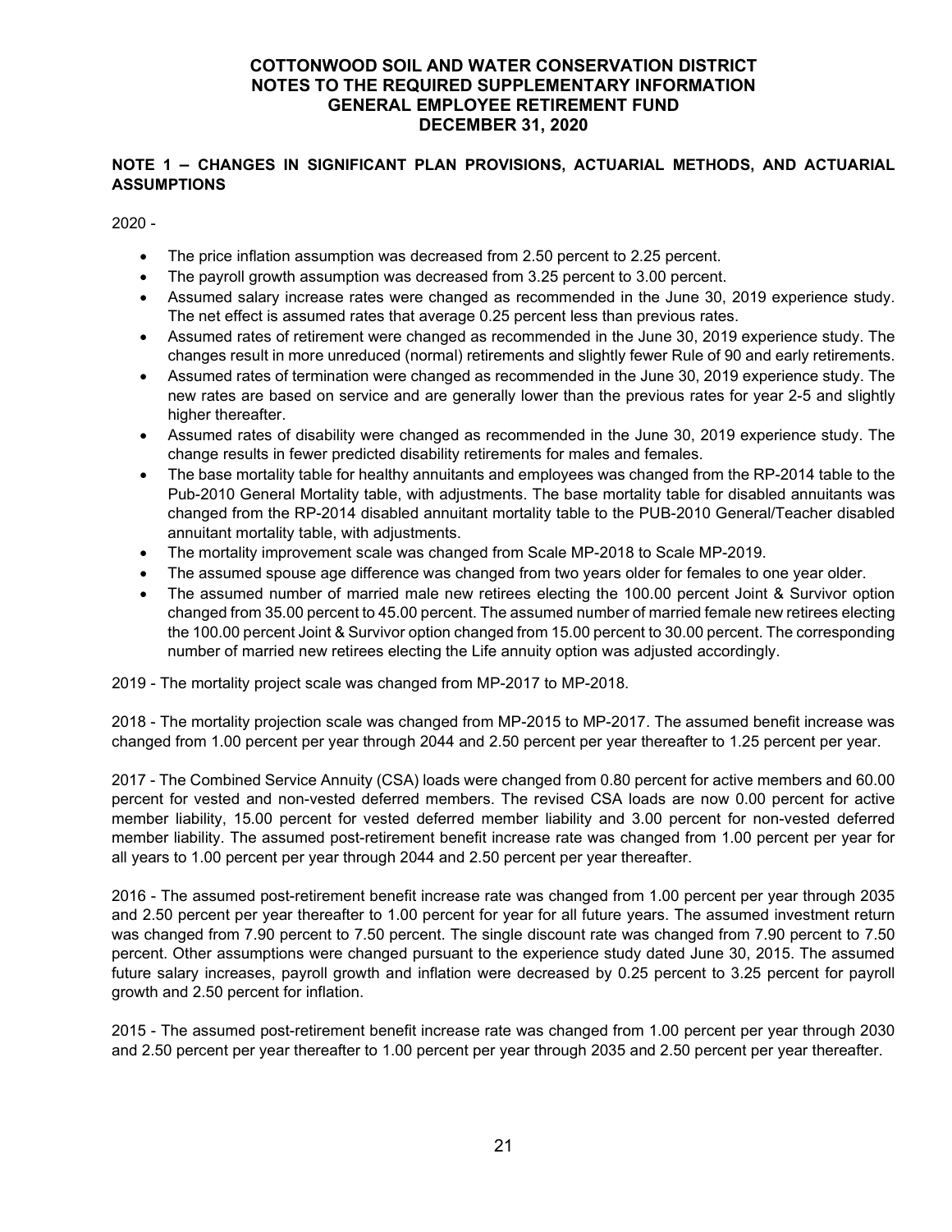# COTTONWOOD SOIL AND WATER CONSERVATION DISTRICT
# NOTES TO THE REQUIRED SUPPLEMENTARY INFORMATION
# GENERAL EMPLOYEE RETIREMENT FUND
# DECEMBER 31, 2020

## NOTE 1 – CHANGES IN SIGNIFICANT PLAN PROVISIONS, ACTUARIAL METHODS, AND ACTUARIAL ASSUMPTIONS

2020 -

- The price inflation assumption was decreased from 2.50 percent to 2.25 percent.
- The payroll growth assumption was decreased from 3.25 percent to 3.00 percent.
- Assumed salary increase rates were changed as recommended in the June 30, 2019 experience study. The net effect is assumed rates that average 0.25 percent less than previous rates.
- Assumed rates of retirement were changed as recommended in the June 30, 2019 experience study. The changes result in more unreduced (normal) retirements and slightly fewer Rule of 90 and early retirements.
- Assumed rates of termination were changed as recommended in the June 30, 2019 experience study. The new rates are based on service and are generally lower than the previous rates for year 2-5 and slightly higher thereafter.
- Assumed rates of disability were changed as recommended in the June 30, 2019 experience study. The change results in fewer predicted disability retirements for males and females.
- The base mortality table for healthy annuitants and employees was changed from the RP-2014 table to the Pub-2010 General Mortality table, with adjustments. The base mortality table for disabled annuitants was changed from the RP-2014 disabled annuitant mortality table to the PUB-2010 General/Teacher disabled annuitant mortality table, with adjustments.
- The mortality improvement scale was changed from Scale MP-2018 to Scale MP-2019.
- The assumed spouse age difference was changed from two years older for females to one year older.
- The assumed number of married male new retirees electing the 100.00 percent Joint & Survivor option changed from 35.00 percent to 45.00 percent. The assumed number of married female new retirees electing the 100.00 percent Joint & Survivor option changed from 15.00 percent to 30.00 percent. The corresponding number of married new retirees electing the Life annuity option was adjusted accordingly.

2019 - The mortality project scale was changed from MP-2017 to MP-2018.

2018 - The mortality projection scale was changed from MP-2015 to MP-2017. The assumed benefit increase was changed from 1.00 percent per year through 2044 and 2.50 percent per year thereafter to 1.25 percent per year.

2017 - The Combined Service Annuity (CSA) loads were changed from 0.80 percent for active members and 60.00 percent for vested and non-vested deferred members. The revised CSA loads are now 0.00 percent for active member liability, 15.00 percent for vested deferred member liability and 3.00 percent for non-vested deferred member liability. The assumed post-retirement benefit increase rate was changed from 1.00 percent per year for all years to 1.00 percent per year through 2044 and 2.50 percent per year thereafter.

2016 - The assumed post-retirement benefit increase rate was changed from 1.00 percent per year through 2035 and 2.50 percent per year thereafter to 1.00 percent for year for all future years. The assumed investment return was changed from 7.90 percent to 7.50 percent. The single discount rate was changed from 7.90 percent to 7.50 percent. Other assumptions were changed pursuant to the experience study dated June 30, 2015. The assumed future salary increases, payroll growth and inflation were decreased by 0.25 percent to 3.25 percent for payroll growth and 2.50 percent for inflation.

2015 - The assumed post-retirement benefit increase rate was changed from 1.00 percent per year through 2030 and 2.50 percent per year thereafter to 1.00 percent per year through 2035 and 2.50 percent per year thereafter.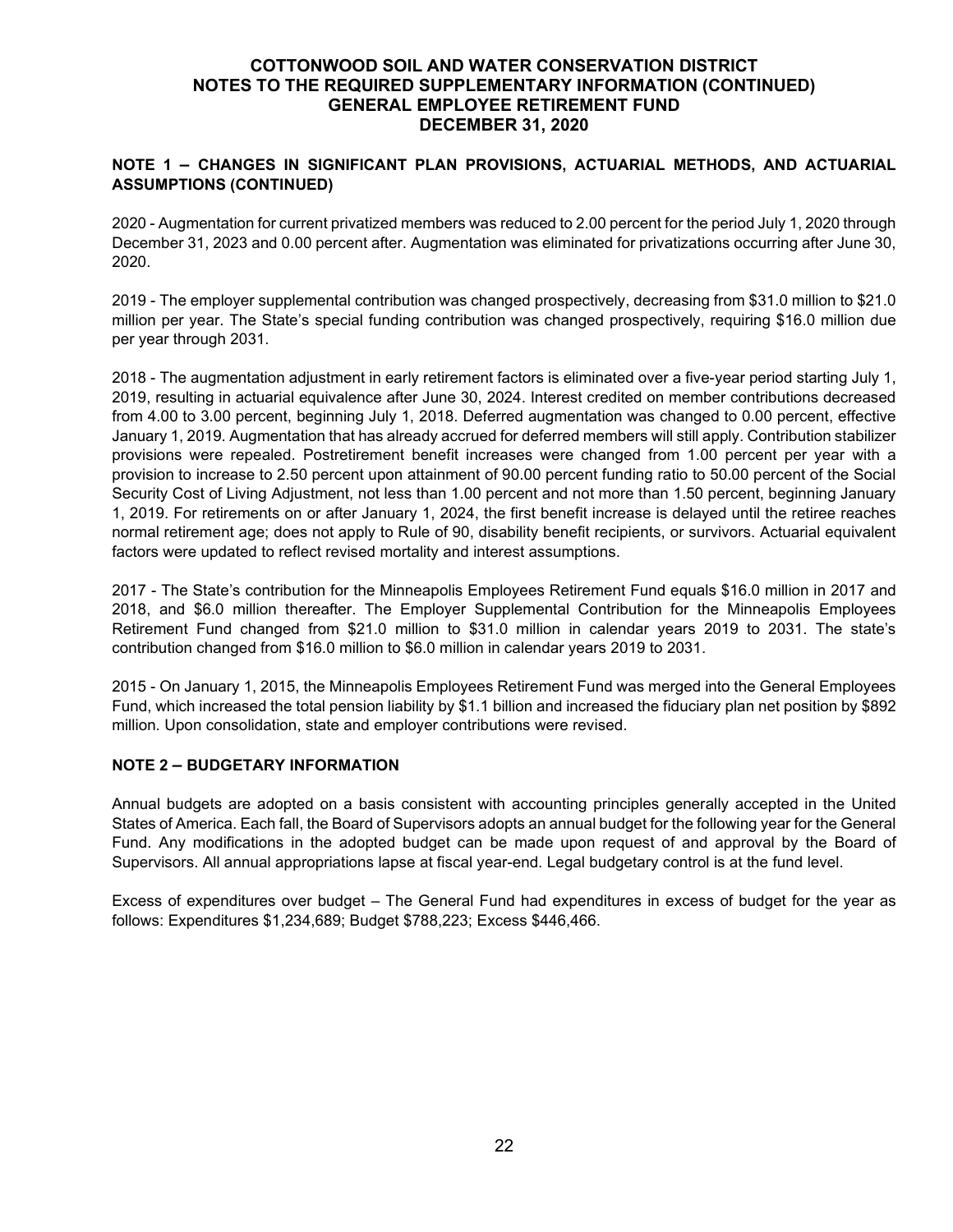# COTTONWOOD SOIL AND WATER CONSERVATION DISTRICT
# NOTES TO THE REQUIRED SUPPLEMENTARY INFORMATION (CONTINUED)
# GENERAL EMPLOYEE RETIREMENT FUND
# DECEMBER 31, 2020

## NOTE 1 – CHANGES IN SIGNIFICANT PLAN PROVISIONS, ACTUARIAL METHODS, AND ACTUARIAL ASSUMPTIONS (CONTINUED)

2020 - Augmentation for current privatized members was reduced to 2.00 percent for the period July 1, 2020 through December 31, 2023 and 0.00 percent after. Augmentation was eliminated for privatizations occurring after June 30, 2020.

2019 - The employer supplemental contribution was changed prospectively, decreasing from $31.0 million to $21.0 million per year. The State's special funding contribution was changed prospectively, requiring $16.0 million due per year through 2031.

2018 - The augmentation adjustment in early retirement factors is eliminated over a five-year period starting July 1, 2019, resulting in actuarial equivalence after June 30, 2024. Interest credited on member contributions decreased from 4.00 to 3.00 percent, beginning July 1, 2018. Deferred augmentation was changed to 0.00 percent, effective January 1, 2019. Augmentation that has already accrued for deferred members will still apply. Contribution stabilizer provisions were repealed. Postretirement benefit increases were changed from 1.00 percent per year with a provision to increase to 2.50 percent upon attainment of 90.00 percent funding ratio to 50.00 percent of the Social Security Cost of Living Adjustment, not less than 1.00 percent and not more than 1.50 percent, beginning January 1, 2019. For retirements on or after January 1, 2024, the first benefit increase is delayed until the retiree reaches normal retirement age; does not apply to Rule of 90, disability benefit recipients, or survivors. Actuarial equivalent factors were updated to reflect revised mortality and interest assumptions.

2017 - The State's contribution for the Minneapolis Employees Retirement Fund equals $16.0 million in 2017 and 2018, and $6.0 million thereafter. The Employer Supplemental Contribution for the Minneapolis Employees Retirement Fund changed from $21.0 million to $31.0 million in calendar years 2019 to 2031. The state's contribution changed from $16.0 million to $6.0 million in calendar years 2019 to 2031.

2015 - On January 1, 2015, the Minneapolis Employees Retirement Fund was merged into the General Employees Fund, which increased the total pension liability by $1.1 billion and increased the fiduciary plan net position by $892 million. Upon consolidation, state and employer contributions were revised.

## NOTE 2 – BUDGETARY INFORMATION

Annual budgets are adopted on a basis consistent with accounting principles generally accepted in the United States of America. Each fall, the Board of Supervisors adopts an annual budget for the following year for the General Fund. Any modifications in the adopted budget can be made upon request of and approval by the Board of Supervisors. All annual appropriations lapse at fiscal year-end. Legal budgetary control is at the fund level.

Excess of expenditures over budget – The General Fund had expenditures in excess of budget for the year as follows: Expenditures $1,234,689; Budget $788,223; Excess $446,466.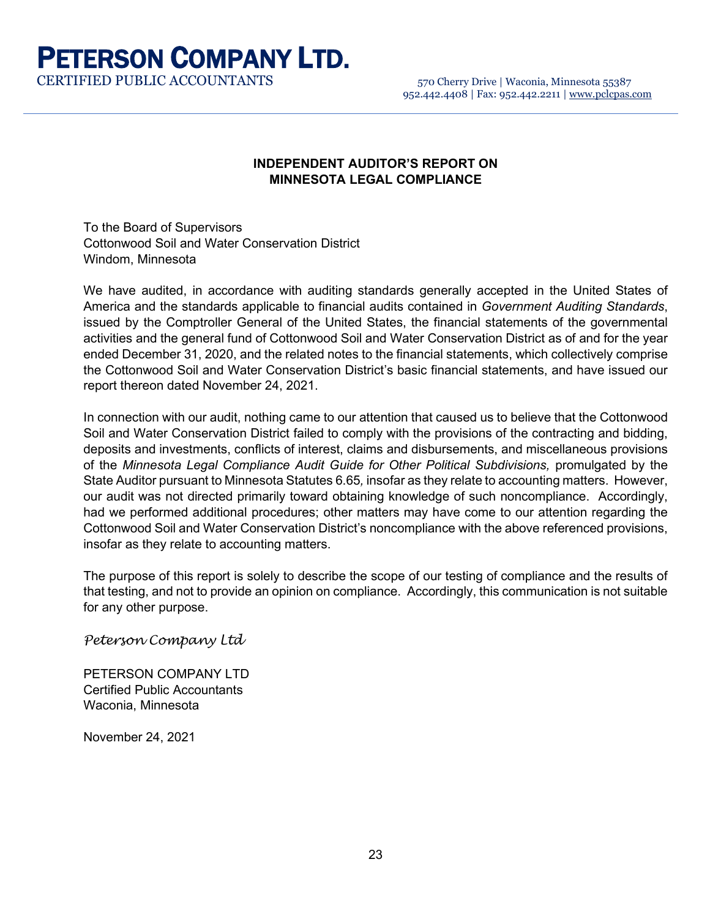# PETERSON COMPANY LTD.

CERTIFIED PUBLIC ACCOUNTANTS

570 Cherry Drive | Waconia, Minnesota 55387
952.442.4408 | Fax: 952.442.2211 | www.pclcpas.com

## INDEPENDENT AUDITOR'S REPORT ON MINNESOTA LEGAL COMPLIANCE

To the Board of Supervisors
Cottonwood Soil and Water Conservation District
Windom, Minnesota

We have audited, in accordance with auditing standards generally accepted in the United States of America and the standards applicable to financial audits contained in *Government Auditing Standards*, issued by the Comptroller General of the United States, the financial statements of the governmental activities and the general fund of Cottonwood Soil and Water Conservation District as of and for the year ended December 31, 2020, and the related notes to the financial statements, which collectively comprise the Cottonwood Soil and Water Conservation District's basic financial statements, and have issued our report thereon dated November 24, 2021.

In connection with our audit, nothing came to our attention that caused us to believe that the Cottonwood Soil and Water Conservation District failed to comply with the provisions of the contracting and bidding, deposits and investments, conflicts of interest, claims and disbursements, and miscellaneous provisions of the *Minnesota Legal Compliance Audit Guide for Other Political Subdivisions,* promulgated by the State Auditor pursuant to Minnesota Statutes 6.65*,* insofar as they relate to accounting matters. However, our audit was not directed primarily toward obtaining knowledge of such noncompliance. Accordingly, had we performed additional procedures; other matters may have come to our attention regarding the Cottonwood Soil and Water Conservation District's noncompliance with the above referenced provisions, insofar as they relate to accounting matters.

The purpose of this report is solely to describe the scope of our testing of compliance and the results of that testing, and not to provide an opinion on compliance. Accordingly, this communication is not suitable for any other purpose.

*Peterson Company Ltd*

PETERSON COMPANY LTD
Certified Public Accountants
Waconia, Minnesota

November 24, 2021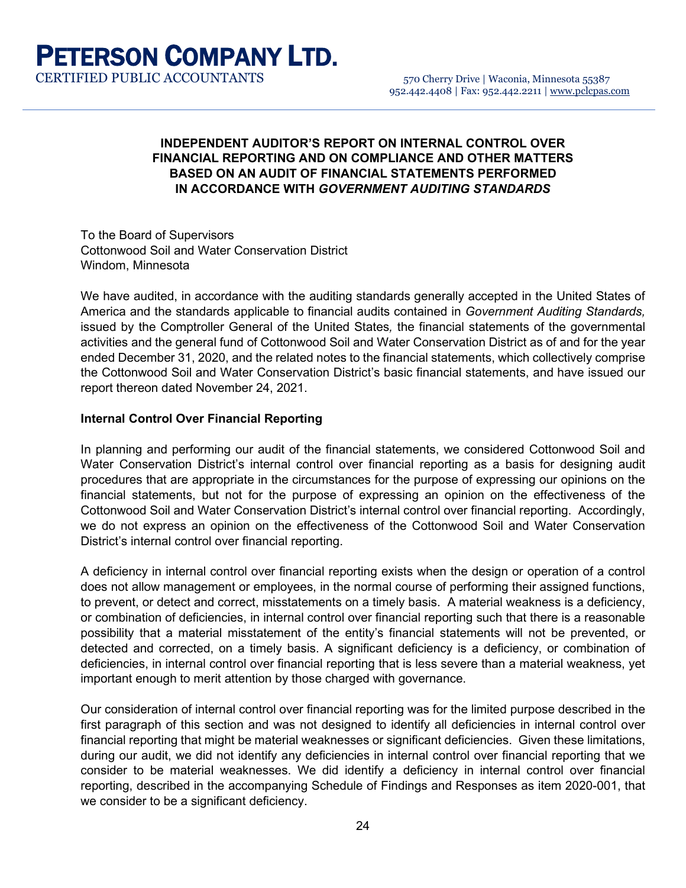# PETERSON COMPANY LTD.

CERTIFIED PUBLIC ACCOUNTANTS

570 Cherry Drive | Waconia, Minnesota 55387
952.442.4408 | Fax: 952.442.2211 | www.pclcpas.com

## INDEPENDENT AUDITOR'S REPORT ON INTERNAL CONTROL OVER FINANCIAL REPORTING AND ON COMPLIANCE AND OTHER MATTERS BASED ON AN AUDIT OF FINANCIAL STATEMENTS PERFORMED IN ACCORDANCE WITH *GOVERNMENT AUDITING STANDARDS*

To the Board of Supervisors
Cottonwood Soil and Water Conservation District
Windom, Minnesota

We have audited, in accordance with the auditing standards generally accepted in the United States of America and the standards applicable to financial audits contained in *Government Auditing Standards,* issued by the Comptroller General of the United States, the financial statements of the governmental activities and the general fund of Cottonwood Soil and Water Conservation District as of and for the year ended December 31, 2020, and the related notes to the financial statements, which collectively comprise the Cottonwood Soil and Water Conservation District's basic financial statements, and have issued our report thereon dated November 24, 2021.

**Internal Control Over Financial Reporting**

In planning and performing our audit of the financial statements, we considered Cottonwood Soil and Water Conservation District's internal control over financial reporting as a basis for designing audit procedures that are appropriate in the circumstances for the purpose of expressing our opinions on the financial statements, but not for the purpose of expressing an opinion on the effectiveness of the Cottonwood Soil and Water Conservation District's internal control over financial reporting. Accordingly, we do not express an opinion on the effectiveness of the Cottonwood Soil and Water Conservation District's internal control over financial reporting.

A deficiency in internal control over financial reporting exists when the design or operation of a control does not allow management or employees, in the normal course of performing their assigned functions, to prevent, or detect and correct, misstatements on a timely basis. A material weakness is a deficiency, or combination of deficiencies, in internal control over financial reporting such that there is a reasonable possibility that a material misstatement of the entity's financial statements will not be prevented, or detected and corrected, on a timely basis. A significant deficiency is a deficiency, or combination of deficiencies, in internal control over financial reporting that is less severe than a material weakness, yet important enough to merit attention by those charged with governance.

Our consideration of internal control over financial reporting was for the limited purpose described in the first paragraph of this section and was not designed to identify all deficiencies in internal control over financial reporting that might be material weaknesses or significant deficiencies. Given these limitations, during our audit, we did not identify any deficiencies in internal control over financial reporting that we consider to be material weaknesses. We did identify a deficiency in internal control over financial reporting, described in the accompanying Schedule of Findings and Responses as item 2020-001, that we consider to be a significant deficiency.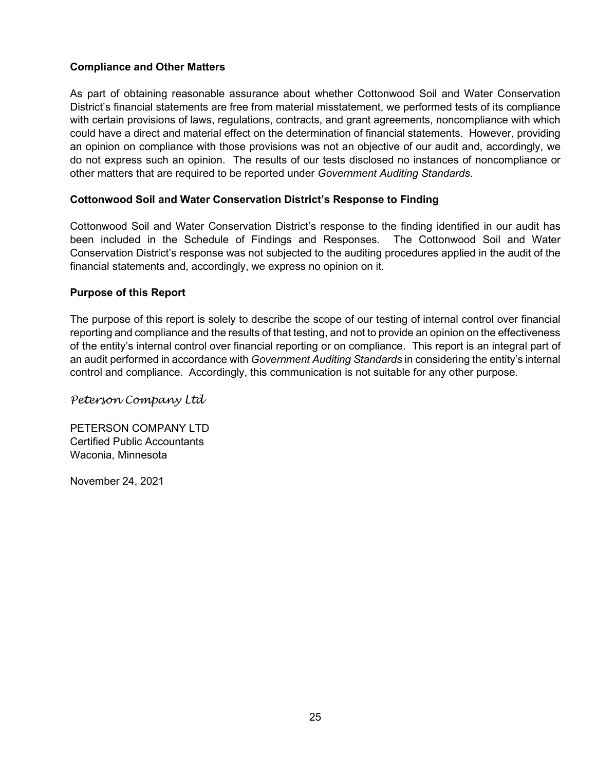**Compliance and Other Matters**

As part of obtaining reasonable assurance about whether Cottonwood Soil and Water Conservation District's financial statements are free from material misstatement, we performed tests of its compliance with certain provisions of laws, regulations, contracts, and grant agreements, noncompliance with which could have a direct and material effect on the determination of financial statements. However, providing an opinion on compliance with those provisions was not an objective of our audit and, accordingly, we do not express such an opinion. The results of our tests disclosed no instances of noncompliance or other matters that are required to be reported under *Government Auditing Standards*.

**Cottonwood Soil and Water Conservation District's Response to Finding**

Cottonwood Soil and Water Conservation District's response to the finding identified in our audit has been included in the Schedule of Findings and Responses. The Cottonwood Soil and Water Conservation District's response was not subjected to the auditing procedures applied in the audit of the financial statements and, accordingly, we express no opinion on it.

**Purpose of this Report**

The purpose of this report is solely to describe the scope of our testing of internal control over financial reporting and compliance and the results of that testing, and not to provide an opinion on the effectiveness of the entity's internal control over financial reporting or on compliance. This report is an integral part of an audit performed in accordance with *Government Auditing Standards* in considering the entity's internal control and compliance. Accordingly, this communication is not suitable for any other purpose.

*Peterson Company Ltd*

PETERSON COMPANY LTD
Certified Public Accountants
Waconia, Minnesota

November 24, 2021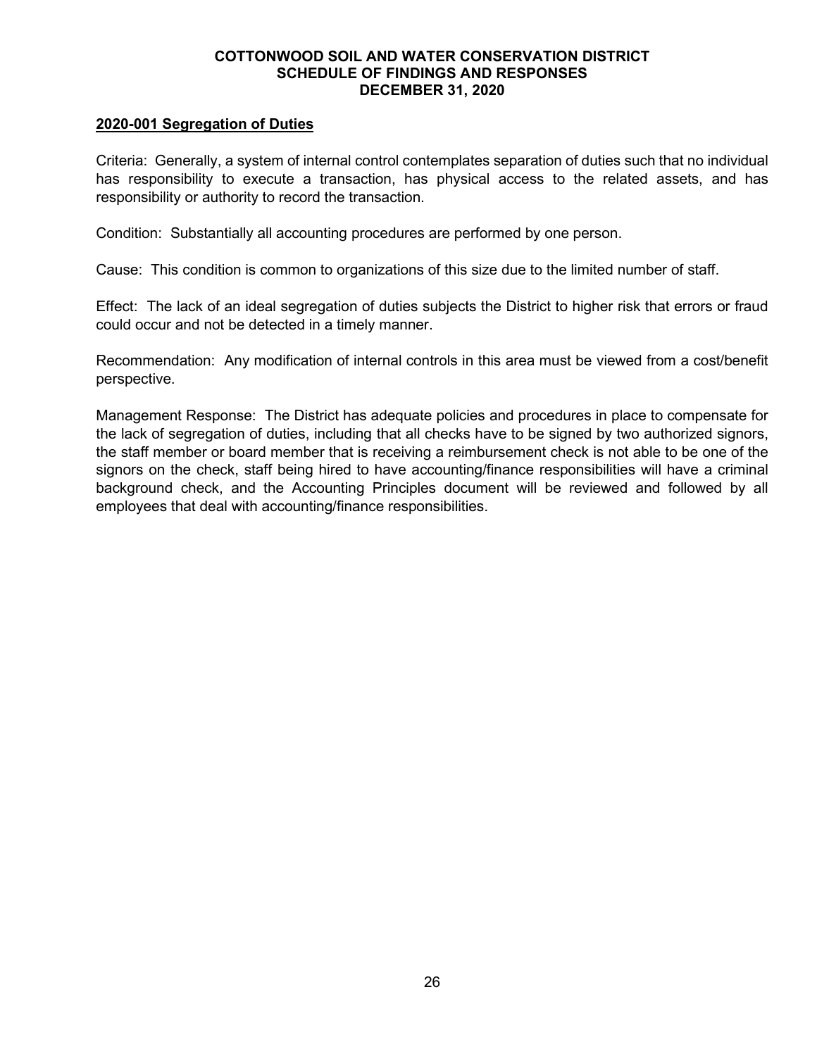# COTTONWOOD SOIL AND WATER CONSERVATION DISTRICT
## SCHEDULE OF FINDINGS AND RESPONSES
## DECEMBER 31, 2020

**2020-001 Segregation of Duties**

Criteria: Generally, a system of internal control contemplates separation of duties such that no individual has responsibility to execute a transaction, has physical access to the related assets, and has responsibility or authority to record the transaction.

Condition: Substantially all accounting procedures are performed by one person.

Cause: This condition is common to organizations of this size due to the limited number of staff.

Effect: The lack of an ideal segregation of duties subjects the District to higher risk that errors or fraud could occur and not be detected in a timely manner.

Recommendation: Any modification of internal controls in this area must be viewed from a cost/benefit perspective.

Management Response: The District has adequate policies and procedures in place to compensate for the lack of segregation of duties, including that all checks have to be signed by two authorized signors, the staff member or board member that is receiving a reimbursement check is not able to be one of the signors on the check, staff being hired to have accounting/finance responsibilities will have a criminal background check, and the Accounting Principles document will be reviewed and followed by all employees that deal with accounting/finance responsibilities.